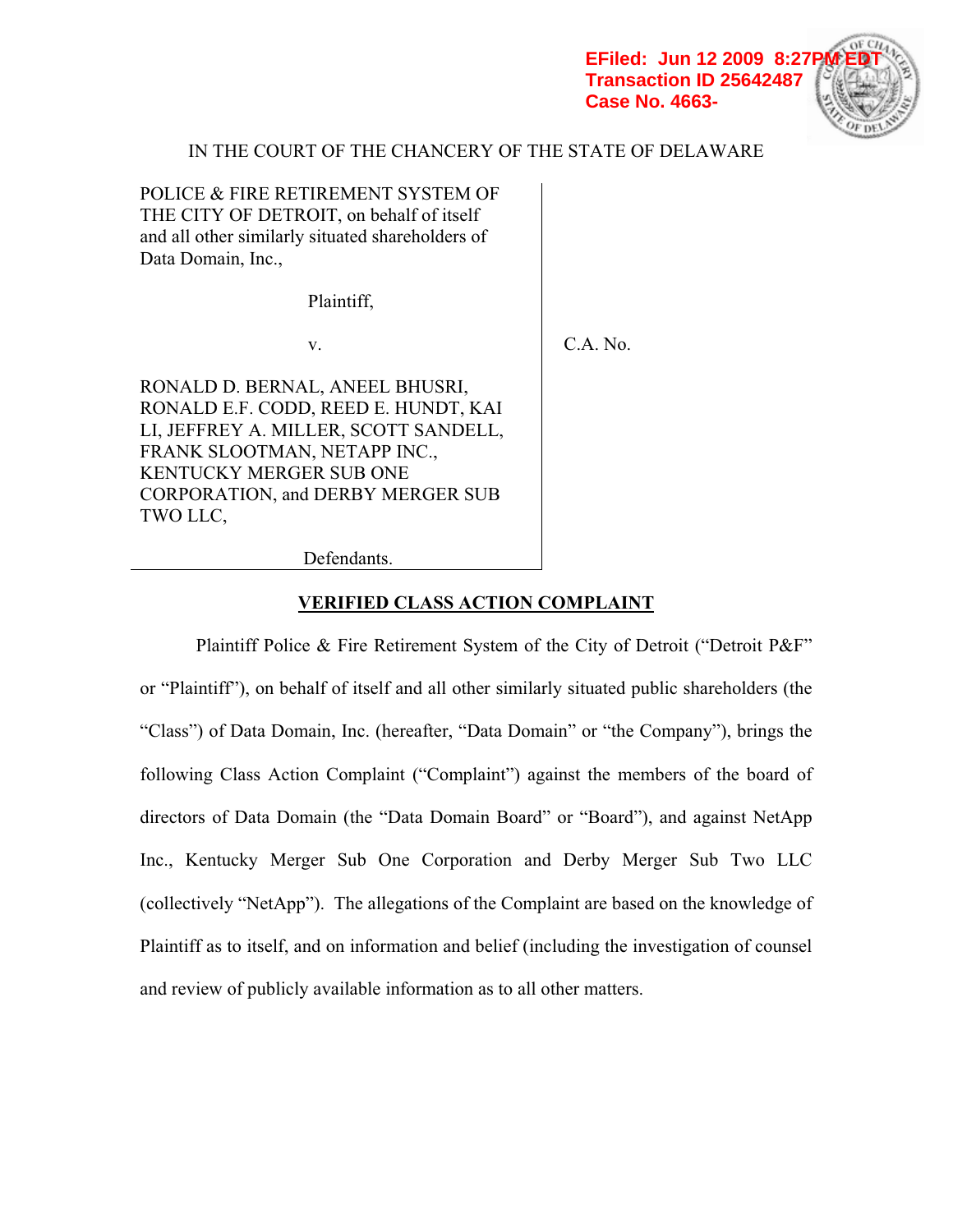EFiled: Jun 12 2009 8:27PM EDT
Transaction ID 25642487
Case No. 4663-

IN THE COURT OF THE CHANCERY OF THE STATE OF DELAWARE

| | |
|---|---|
| POLICE & FIRE RETIREMENT SYSTEM OF THE CITY OF DETROIT, on behalf of itself and all other similarly situated shareholders of Data Domain, Inc.,<br><br>Plaintiff,<br><br>v.<br><br>RONALD D. BERNAL, ANEEL BHUSRI, RONALD E.F. CODD, REED E. HUNDT, KAI LI, JEFFREY A. MILLER, SCOTT SANDELL, FRANK SLOOTMAN, NETAPP INC., KENTUCKY MERGER SUB ONE CORPORATION, and DERBY MERGER SUB TWO LLC,<br><br>Defendants. | C.A. No. |

**VERIFIED CLASS ACTION COMPLAINT**

Plaintiff Police & Fire Retirement System of the City of Detroit ("Detroit P&F" or "Plaintiff"), on behalf of itself and all other similarly situated public shareholders (the "Class") of Data Domain, Inc. (hereafter, "Data Domain" or "the Company"), brings the following Class Action Complaint ("Complaint") against the members of the board of directors of Data Domain (the "Data Domain Board" or "Board"), and against NetApp Inc., Kentucky Merger Sub One Corporation and Derby Merger Sub Two LLC (collectively "NetApp"). The allegations of the Complaint are based on the knowledge of Plaintiff as to itself, and on information and belief (including the investigation of counsel and review of publicly available information as to all other matters.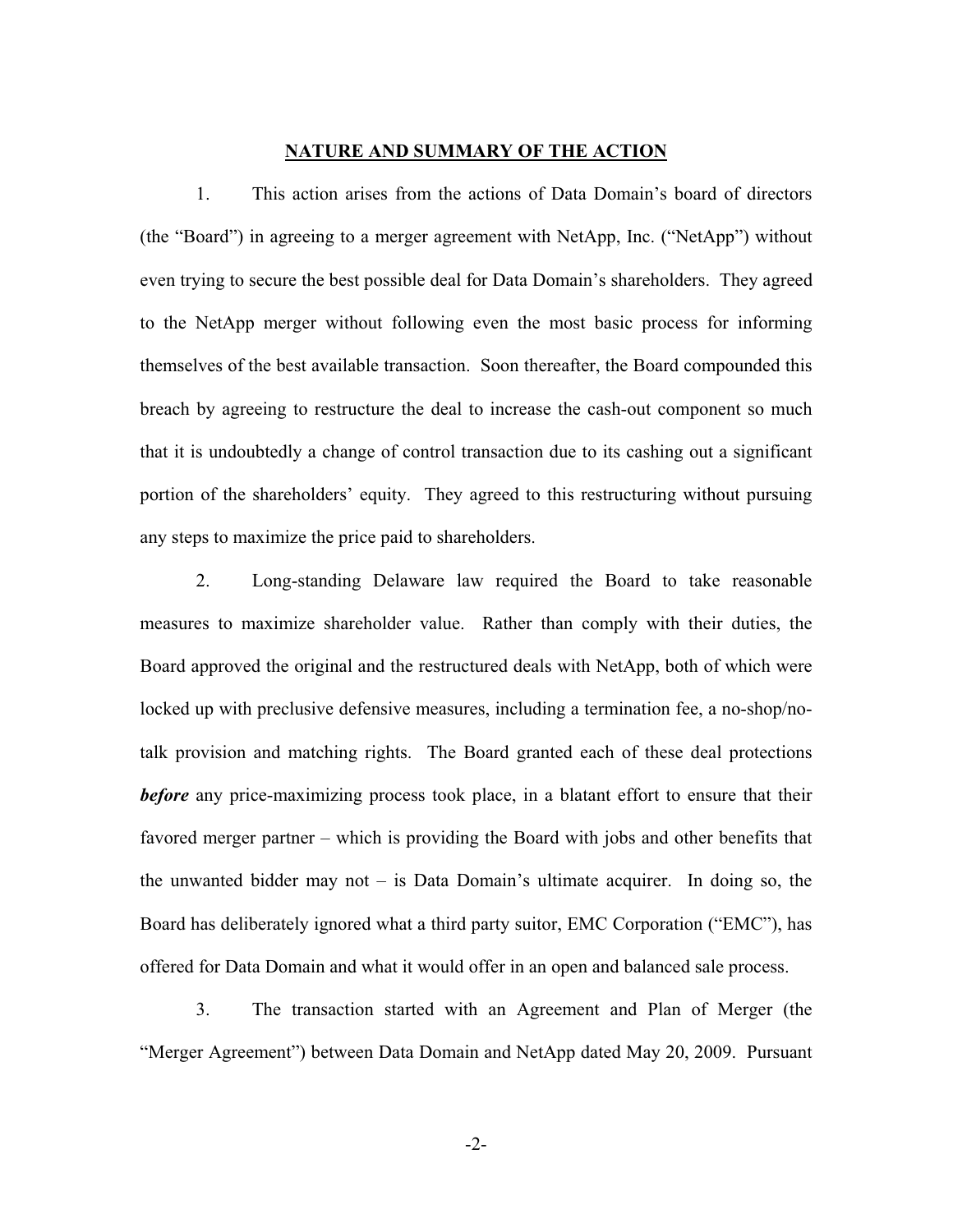## NATURE AND SUMMARY OF THE ACTION

1. This action arises from the actions of Data Domain's board of directors (the "Board") in agreeing to a merger agreement with NetApp, Inc. ("NetApp") without even trying to secure the best possible deal for Data Domain's shareholders. They agreed to the NetApp merger without following even the most basic process for informing themselves of the best available transaction. Soon thereafter, the Board compounded this breach by agreeing to restructure the deal to increase the cash-out component so much that it is undoubtedly a change of control transaction due to its cashing out a significant portion of the shareholders' equity. They agreed to this restructuring without pursuing any steps to maximize the price paid to shareholders.

2. Long-standing Delaware law required the Board to take reasonable measures to maximize shareholder value. Rather than comply with their duties, the Board approved the original and the restructured deals with NetApp, both of which were locked up with preclusive defensive measures, including a termination fee, a no-shop/no-talk provision and matching rights. The Board granted each of these deal protections ***before*** any price-maximizing process took place, in a blatant effort to ensure that their favored merger partner – which is providing the Board with jobs and other benefits that the unwanted bidder may not – is Data Domain's ultimate acquirer. In doing so, the Board has deliberately ignored what a third party suitor, EMC Corporation ("EMC"), has offered for Data Domain and what it would offer in an open and balanced sale process.

3. The transaction started with an Agreement and Plan of Merger (the "Merger Agreement") between Data Domain and NetApp dated May 20, 2009. Pursuant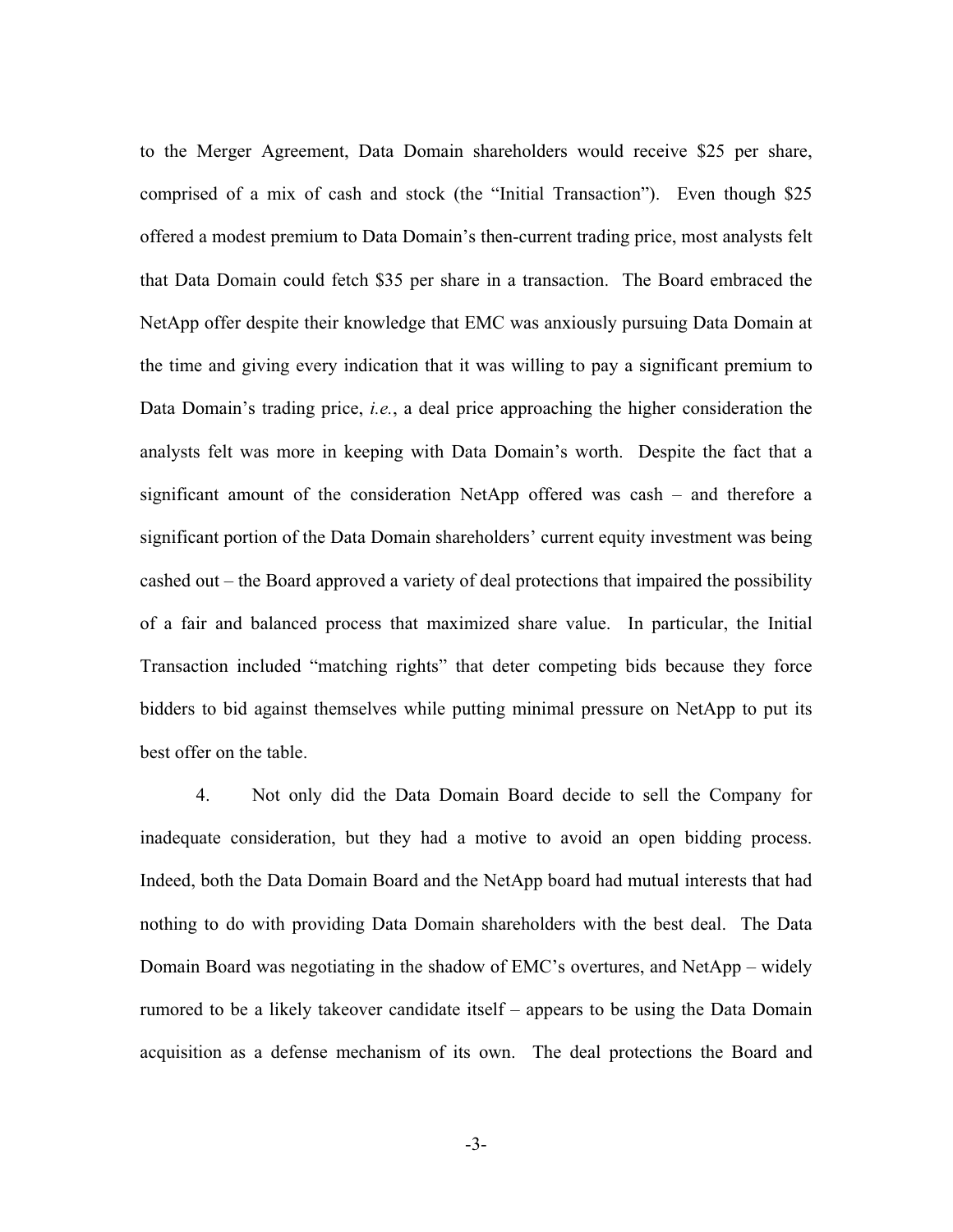to the Merger Agreement, Data Domain shareholders would receive $25 per share, comprised of a mix of cash and stock (the "Initial Transaction"). Even though $25 offered a modest premium to Data Domain's then-current trading price, most analysts felt that Data Domain could fetch $35 per share in a transaction. The Board embraced the NetApp offer despite their knowledge that EMC was anxiously pursuing Data Domain at the time and giving every indication that it was willing to pay a significant premium to Data Domain's trading price, *i.e.*, a deal price approaching the higher consideration the analysts felt was more in keeping with Data Domain's worth. Despite the fact that a significant amount of the consideration NetApp offered was cash – and therefore a significant portion of the Data Domain shareholders' current equity investment was being cashed out – the Board approved a variety of deal protections that impaired the possibility of a fair and balanced process that maximized share value. In particular, the Initial Transaction included "matching rights" that deter competing bids because they force bidders to bid against themselves while putting minimal pressure on NetApp to put its best offer on the table.

4. Not only did the Data Domain Board decide to sell the Company for inadequate consideration, but they had a motive to avoid an open bidding process. Indeed, both the Data Domain Board and the NetApp board had mutual interests that had nothing to do with providing Data Domain shareholders with the best deal. The Data Domain Board was negotiating in the shadow of EMC's overtures, and NetApp – widely rumored to be a likely takeover candidate itself – appears to be using the Data Domain acquisition as a defense mechanism of its own. The deal protections the Board and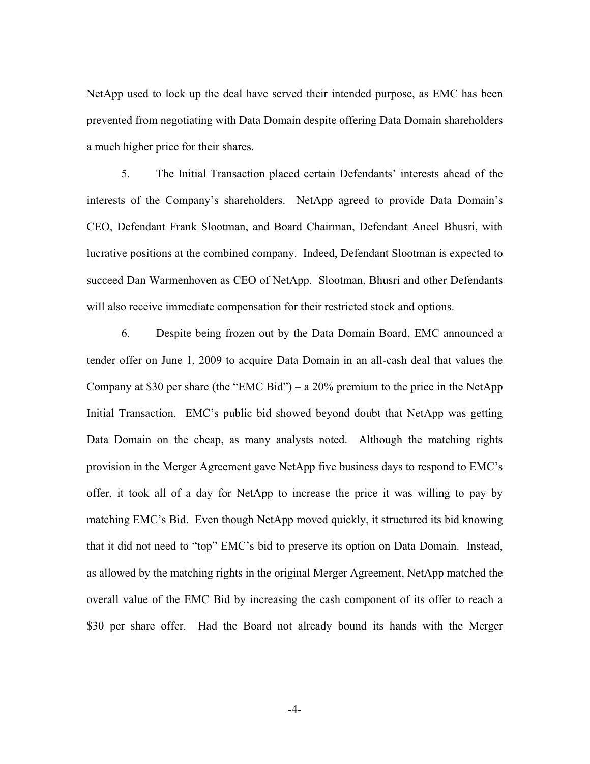NetApp used to lock up the deal have served their intended purpose, as EMC has been prevented from negotiating with Data Domain despite offering Data Domain shareholders a much higher price for their shares.

5. The Initial Transaction placed certain Defendants' interests ahead of the interests of the Company's shareholders. NetApp agreed to provide Data Domain's CEO, Defendant Frank Slootman, and Board Chairman, Defendant Aneel Bhusri, with lucrative positions at the combined company. Indeed, Defendant Slootman is expected to succeed Dan Warmenhoven as CEO of NetApp. Slootman, Bhusri and other Defendants will also receive immediate compensation for their restricted stock and options.

6. Despite being frozen out by the Data Domain Board, EMC announced a tender offer on June 1, 2009 to acquire Data Domain in an all-cash deal that values the Company at $30 per share (the "EMC Bid") – a 20% premium to the price in the NetApp Initial Transaction. EMC's public bid showed beyond doubt that NetApp was getting Data Domain on the cheap, as many analysts noted. Although the matching rights provision in the Merger Agreement gave NetApp five business days to respond to EMC's offer, it took all of a day for NetApp to increase the price it was willing to pay by matching EMC's Bid. Even though NetApp moved quickly, it structured its bid knowing that it did not need to "top" EMC's bid to preserve its option on Data Domain. Instead, as allowed by the matching rights in the original Merger Agreement, NetApp matched the overall value of the EMC Bid by increasing the cash component of its offer to reach a $30 per share offer. Had the Board not already bound its hands with the Merger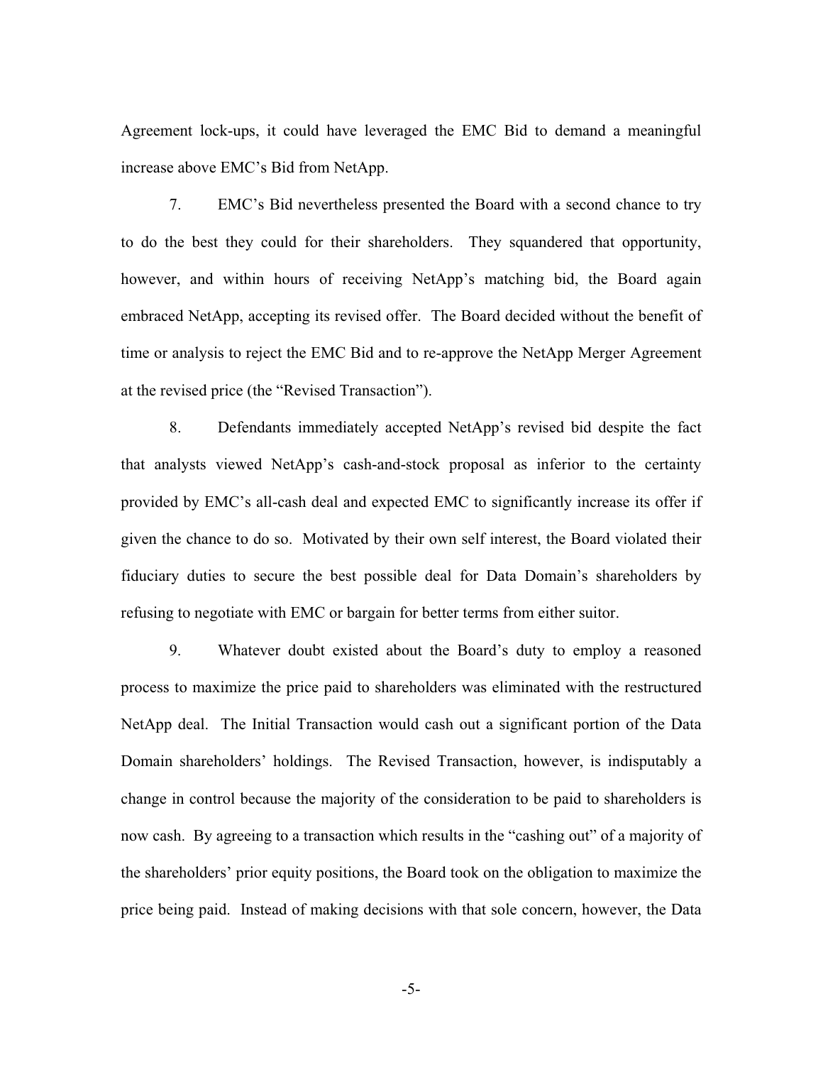Agreement lock-ups, it could have leveraged the EMC Bid to demand a meaningful increase above EMC's Bid from NetApp.

7. EMC's Bid nevertheless presented the Board with a second chance to try to do the best they could for their shareholders. They squandered that opportunity, however, and within hours of receiving NetApp's matching bid, the Board again embraced NetApp, accepting its revised offer. The Board decided without the benefit of time or analysis to reject the EMC Bid and to re-approve the NetApp Merger Agreement at the revised price (the "Revised Transaction").

8. Defendants immediately accepted NetApp's revised bid despite the fact that analysts viewed NetApp's cash-and-stock proposal as inferior to the certainty provided by EMC's all-cash deal and expected EMC to significantly increase its offer if given the chance to do so. Motivated by their own self interest, the Board violated their fiduciary duties to secure the best possible deal for Data Domain's shareholders by refusing to negotiate with EMC or bargain for better terms from either suitor.

9. Whatever doubt existed about the Board's duty to employ a reasoned process to maximize the price paid to shareholders was eliminated with the restructured NetApp deal. The Initial Transaction would cash out a significant portion of the Data Domain shareholders' holdings. The Revised Transaction, however, is indisputably a change in control because the majority of the consideration to be paid to shareholders is now cash. By agreeing to a transaction which results in the "cashing out" of a majority of the shareholders' prior equity positions, the Board took on the obligation to maximize the price being paid. Instead of making decisions with that sole concern, however, the Data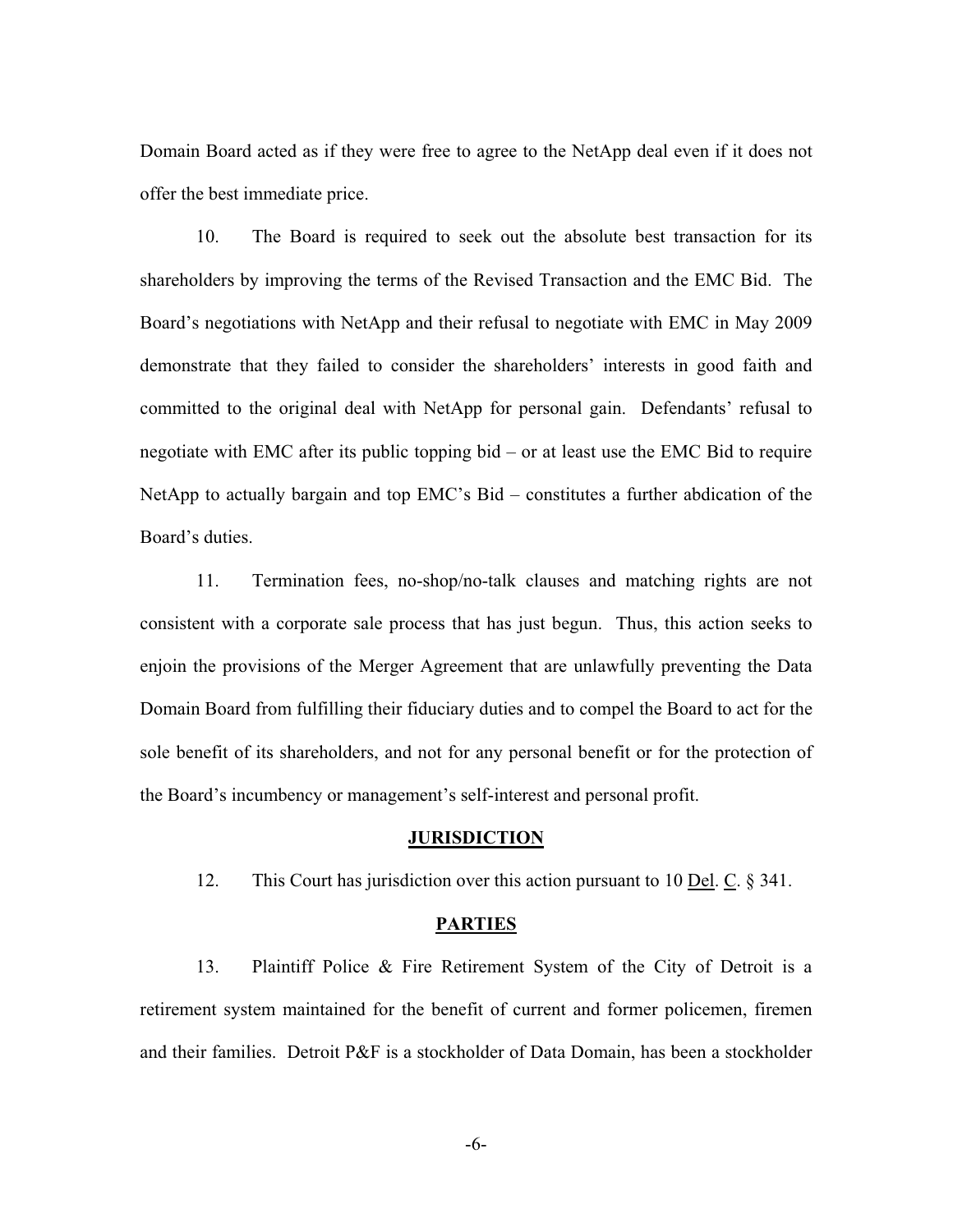Domain Board acted as if they were free to agree to the NetApp deal even if it does not offer the best immediate price.

10. The Board is required to seek out the absolute best transaction for its shareholders by improving the terms of the Revised Transaction and the EMC Bid. The Board's negotiations with NetApp and their refusal to negotiate with EMC in May 2009 demonstrate that they failed to consider the shareholders' interests in good faith and committed to the original deal with NetApp for personal gain. Defendants' refusal to negotiate with EMC after its public topping bid – or at least use the EMC Bid to require NetApp to actually bargain and top EMC's Bid – constitutes a further abdication of the Board's duties.

11. Termination fees, no-shop/no-talk clauses and matching rights are not consistent with a corporate sale process that has just begun. Thus, this action seeks to enjoin the provisions of the Merger Agreement that are unlawfully preventing the Data Domain Board from fulfilling their fiduciary duties and to compel the Board to act for the sole benefit of its shareholders, and not for any personal benefit or for the protection of the Board's incumbency or management's self-interest and personal profit.

## JURISDICTION

12. This Court has jurisdiction over this action pursuant to 10 Del. C. § 341.

## PARTIES

13. Plaintiff Police & Fire Retirement System of the City of Detroit is a retirement system maintained for the benefit of current and former policemen, firemen and their families. Detroit P&F is a stockholder of Data Domain, has been a stockholder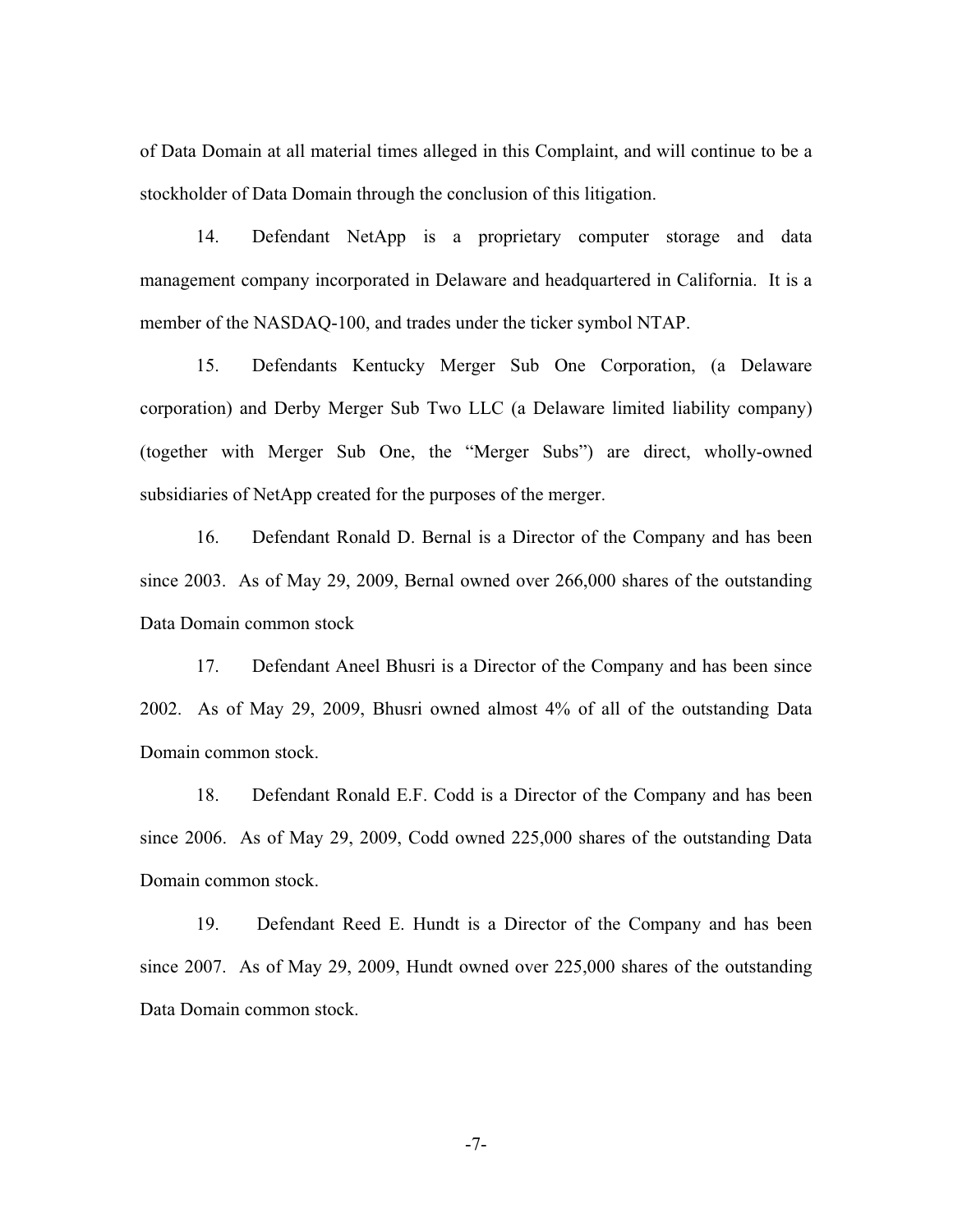of Data Domain at all material times alleged in this Complaint, and will continue to be a stockholder of Data Domain through the conclusion of this litigation.

14. Defendant NetApp is a proprietary computer storage and data management company incorporated in Delaware and headquartered in California. It is a member of the NASDAQ-100, and trades under the ticker symbol NTAP.

15. Defendants Kentucky Merger Sub One Corporation, (a Delaware corporation) and Derby Merger Sub Two LLC (a Delaware limited liability company) (together with Merger Sub One, the "Merger Subs") are direct, wholly-owned subsidiaries of NetApp created for the purposes of the merger.

16. Defendant Ronald D. Bernal is a Director of the Company and has been since 2003. As of May 29, 2009, Bernal owned over 266,000 shares of the outstanding Data Domain common stock

17. Defendant Aneel Bhusri is a Director of the Company and has been since 2002. As of May 29, 2009, Bhusri owned almost 4% of all of the outstanding Data Domain common stock.

18. Defendant Ronald E.F. Codd is a Director of the Company and has been since 2006. As of May 29, 2009, Codd owned 225,000 shares of the outstanding Data Domain common stock.

19. Defendant Reed E. Hundt is a Director of the Company and has been since 2007. As of May 29, 2009, Hundt owned over 225,000 shares of the outstanding Data Domain common stock.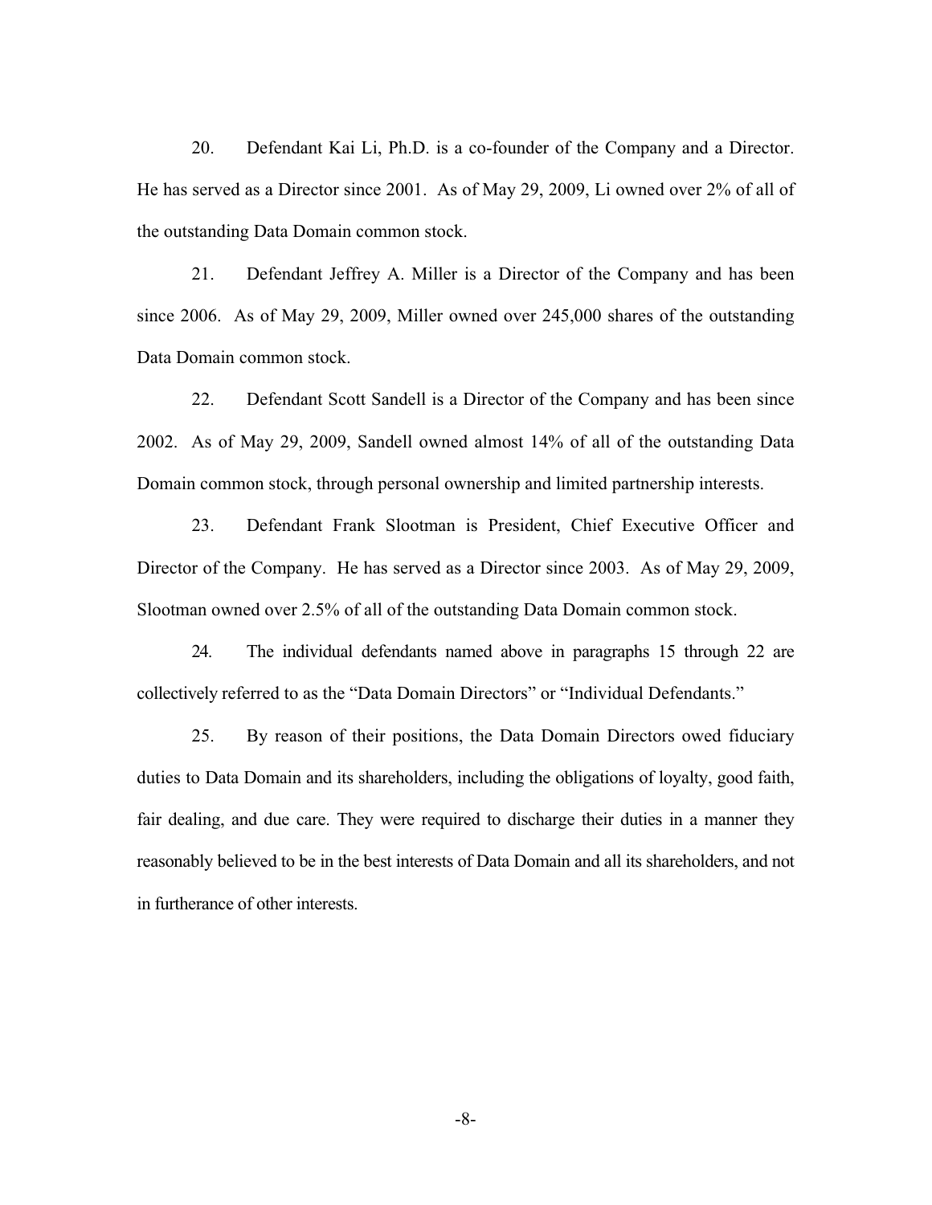20. Defendant Kai Li, Ph.D. is a co-founder of the Company and a Director. He has served as a Director since 2001. As of May 29, 2009, Li owned over 2% of all of the outstanding Data Domain common stock.

21. Defendant Jeffrey A. Miller is a Director of the Company and has been since 2006. As of May 29, 2009, Miller owned over 245,000 shares of the outstanding Data Domain common stock.

22. Defendant Scott Sandell is a Director of the Company and has been since 2002. As of May 29, 2009, Sandell owned almost 14% of all of the outstanding Data Domain common stock, through personal ownership and limited partnership interests.

23. Defendant Frank Slootman is President, Chief Executive Officer and Director of the Company. He has served as a Director since 2003. As of May 29, 2009, Slootman owned over 2.5% of all of the outstanding Data Domain common stock.

24. The individual defendants named above in paragraphs 15 through 22 are collectively referred to as the "Data Domain Directors" or "Individual Defendants."

25. By reason of their positions, the Data Domain Directors owed fiduciary duties to Data Domain and its shareholders, including the obligations of loyalty, good faith, fair dealing, and due care. They were required to discharge their duties in a manner they reasonably believed to be in the best interests of Data Domain and all its shareholders, and not in furtherance of other interests.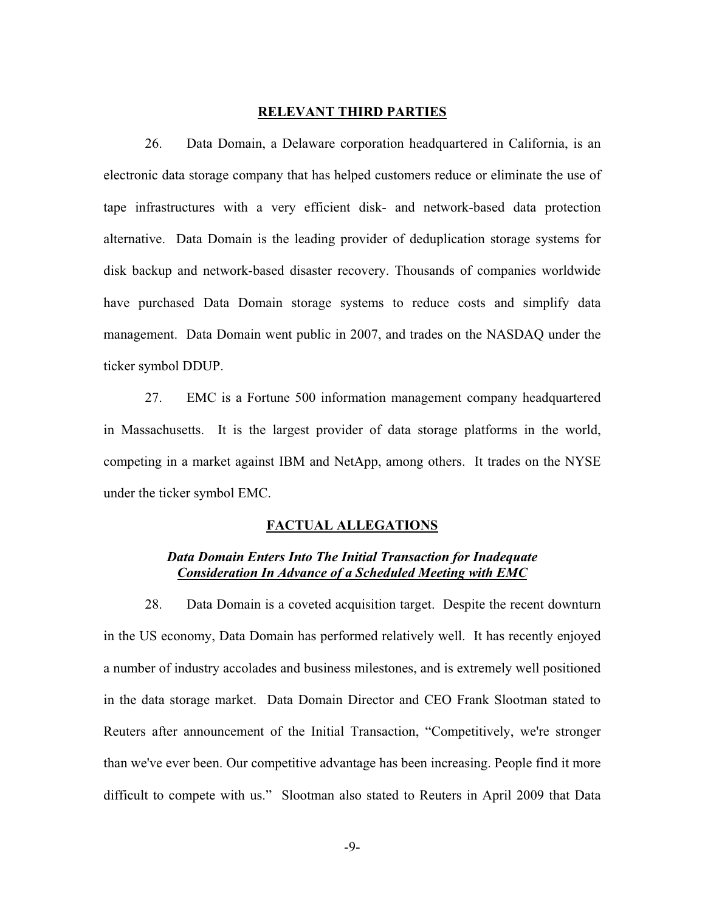## RELEVANT THIRD PARTIES

26. Data Domain, a Delaware corporation headquartered in California, is an electronic data storage company that has helped customers reduce or eliminate the use of tape infrastructures with a very efficient disk- and network-based data protection alternative. Data Domain is the leading provider of deduplication storage systems for disk backup and network-based disaster recovery. Thousands of companies worldwide have purchased Data Domain storage systems to reduce costs and simplify data management. Data Domain went public in 2007, and trades on the NASDAQ under the ticker symbol DDUP.

27. EMC is a Fortune 500 information management company headquartered in Massachusetts. It is the largest provider of data storage platforms in the world, competing in a market against IBM and NetApp, among others. It trades on the NYSE under the ticker symbol EMC.

## FACTUAL ALLEGATIONS

### *Data Domain Enters Into The Initial Transaction for Inadequate Consideration In Advance of a Scheduled Meeting with EMC*

28. Data Domain is a coveted acquisition target. Despite the recent downturn in the US economy, Data Domain has performed relatively well. It has recently enjoyed a number of industry accolades and business milestones, and is extremely well positioned in the data storage market. Data Domain Director and CEO Frank Slootman stated to Reuters after announcement of the Initial Transaction, "Competitively, we're stronger than we've ever been. Our competitive advantage has been increasing. People find it more difficult to compete with us." Slootman also stated to Reuters in April 2009 that Data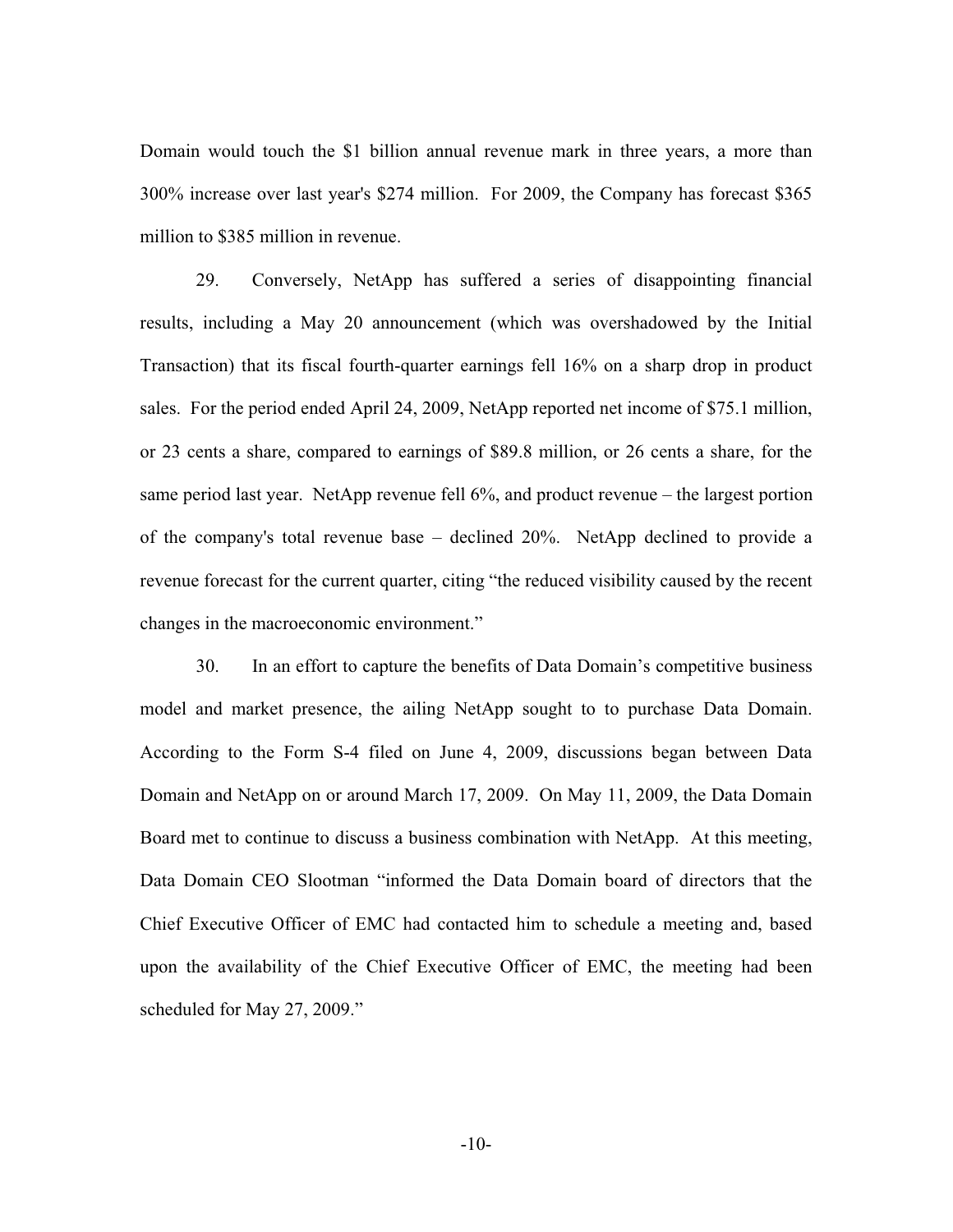Domain would touch the $1 billion annual revenue mark in three years, a more than 300% increase over last year's $274 million. For 2009, the Company has forecast $365 million to $385 million in revenue.

29. Conversely, NetApp has suffered a series of disappointing financial results, including a May 20 announcement (which was overshadowed by the Initial Transaction) that its fiscal fourth-quarter earnings fell 16% on a sharp drop in product sales. For the period ended April 24, 2009, NetApp reported net income of $75.1 million, or 23 cents a share, compared to earnings of $89.8 million, or 26 cents a share, for the same period last year. NetApp revenue fell 6%, and product revenue – the largest portion of the company's total revenue base – declined 20%. NetApp declined to provide a revenue forecast for the current quarter, citing "the reduced visibility caused by the recent changes in the macroeconomic environment."

30. In an effort to capture the benefits of Data Domain's competitive business model and market presence, the ailing NetApp sought to to purchase Data Domain. According to the Form S-4 filed on June 4, 2009, discussions began between Data Domain and NetApp on or around March 17, 2009. On May 11, 2009, the Data Domain Board met to continue to discuss a business combination with NetApp. At this meeting, Data Domain CEO Slootman "informed the Data Domain board of directors that the Chief Executive Officer of EMC had contacted him to schedule a meeting and, based upon the availability of the Chief Executive Officer of EMC, the meeting had been scheduled for May 27, 2009."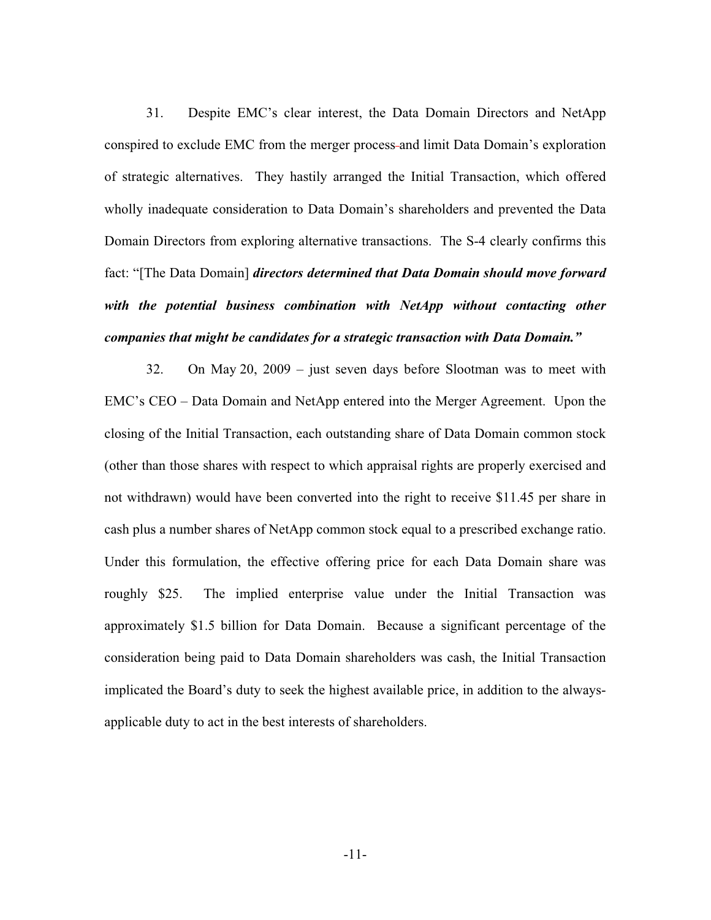31. Despite EMC's clear interest, the Data Domain Directors and NetApp conspired to exclude EMC from the merger process and limit Data Domain's exploration of strategic alternatives. They hastily arranged the Initial Transaction, which offered wholly inadequate consideration to Data Domain's shareholders and prevented the Data Domain Directors from exploring alternative transactions. The S-4 clearly confirms this fact: "[The Data Domain] ***directors determined that Data Domain should move forward with the potential business combination with NetApp without contacting other companies that might be candidates for a strategic transaction with Data Domain."***

32. On May 20, 2009 – just seven days before Slootman was to meet with EMC's CEO – Data Domain and NetApp entered into the Merger Agreement. Upon the closing of the Initial Transaction, each outstanding share of Data Domain common stock (other than those shares with respect to which appraisal rights are properly exercised and not withdrawn) would have been converted into the right to receive $11.45 per share in cash plus a number shares of NetApp common stock equal to a prescribed exchange ratio. Under this formulation, the effective offering price for each Data Domain share was roughly $25. The implied enterprise value under the Initial Transaction was approximately $1.5 billion for Data Domain. Because a significant percentage of the consideration being paid to Data Domain shareholders was cash, the Initial Transaction implicated the Board's duty to seek the highest available price, in addition to the always-applicable duty to act in the best interests of shareholders.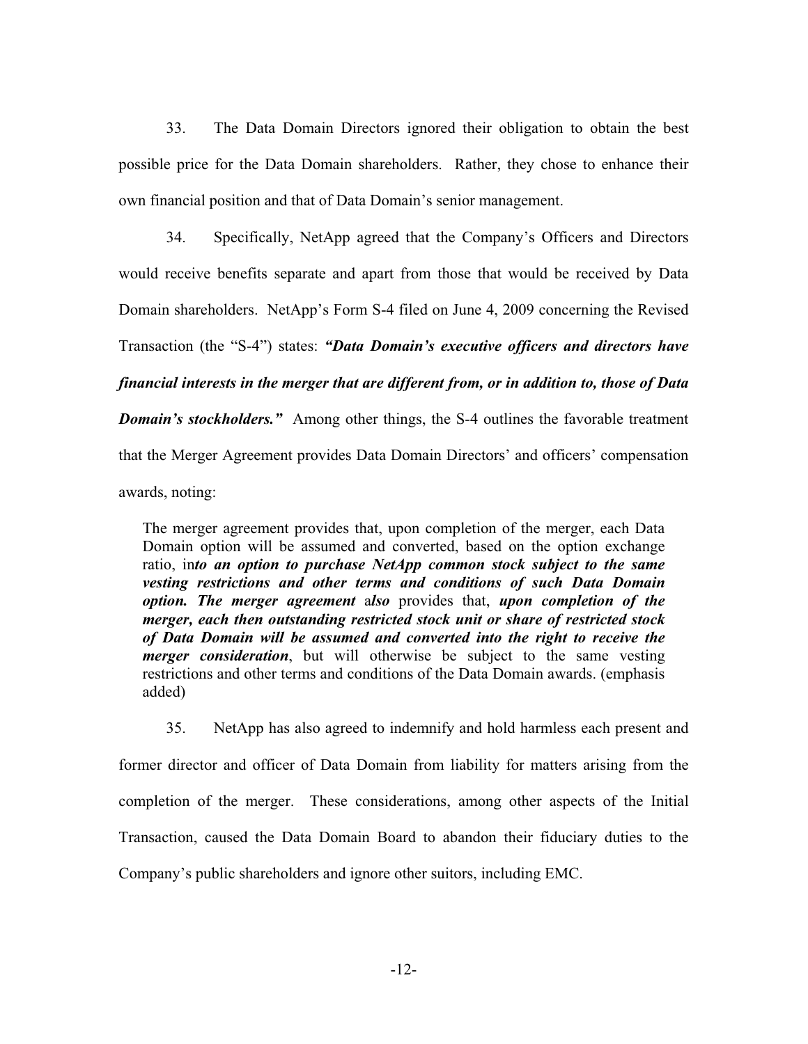33. The Data Domain Directors ignored their obligation to obtain the best possible price for the Data Domain shareholders. Rather, they chose to enhance their own financial position and that of Data Domain's senior management.

34. Specifically, NetApp agreed that the Company's Officers and Directors would receive benefits separate and apart from those that would be received by Data Domain shareholders. NetApp's Form S-4 filed on June 4, 2009 concerning the Revised Transaction (the "S-4") states: ***"Data Domain's executive officers and directors have financial interests in the merger that are different from, or in addition to, those of Data Domain's stockholders."*** Among other things, the S-4 outlines the favorable treatment that the Merger Agreement provides Data Domain Directors' and officers' compensation awards, noting:

> The merger agreement provides that, upon completion of the merger, each Data Domain option will be assumed and converted, based on the option exchange ratio, in***to an option to purchase NetApp common stock subject to the same vesting restrictions and other terms and conditions of such Data Domain option. The merger agreement*** *also* provides that, ***upon completion of the merger, each then outstanding restricted stock unit or share of restricted stock of Data Domain will be assumed and converted into the right to receive the merger consideration***, but will otherwise be subject to the same vesting restrictions and other terms and conditions of the Data Domain awards. (emphasis added)

35. NetApp has also agreed to indemnify and hold harmless each present and former director and officer of Data Domain from liability for matters arising from the completion of the merger. These considerations, among other aspects of the Initial Transaction, caused the Data Domain Board to abandon their fiduciary duties to the Company's public shareholders and ignore other suitors, including EMC.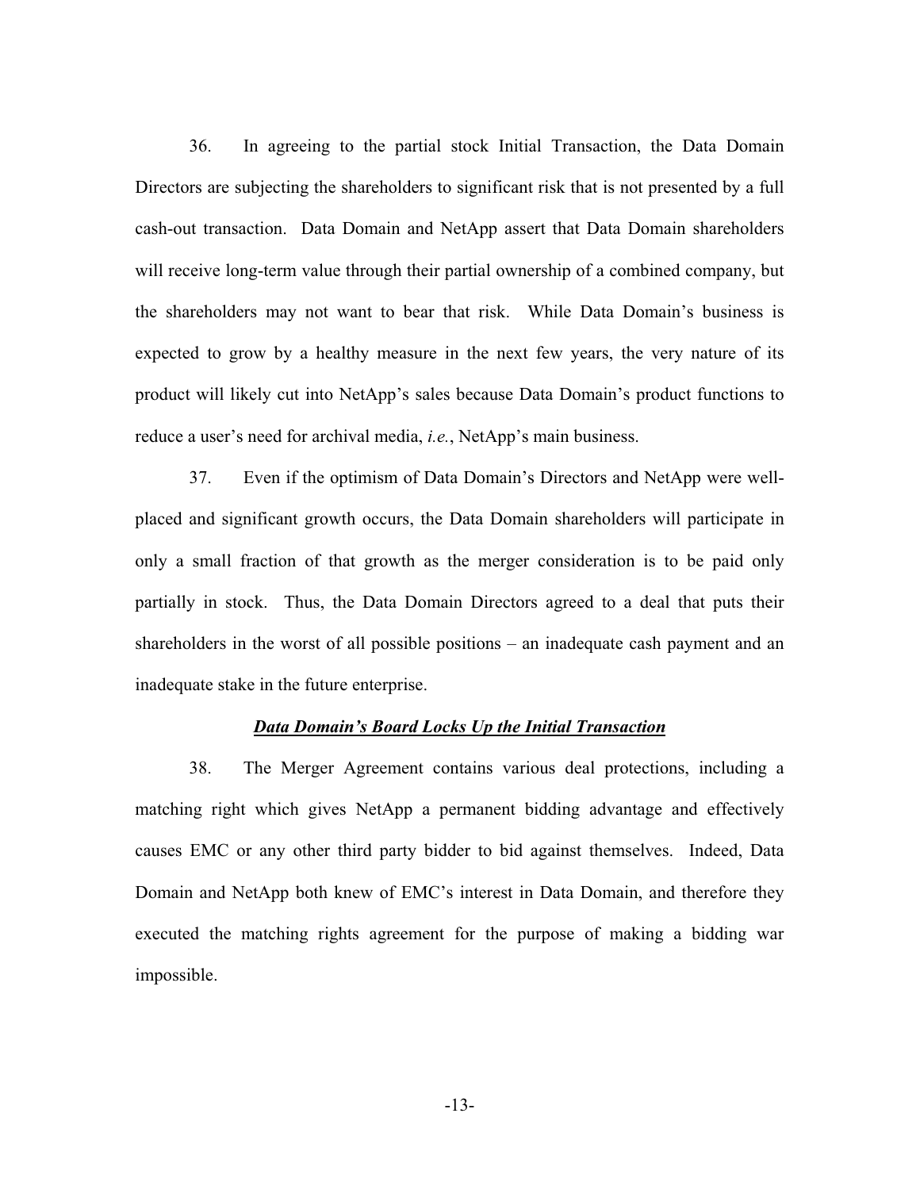36. In agreeing to the partial stock Initial Transaction, the Data Domain Directors are subjecting the shareholders to significant risk that is not presented by a full cash-out transaction. Data Domain and NetApp assert that Data Domain shareholders will receive long-term value through their partial ownership of a combined company, but the shareholders may not want to bear that risk. While Data Domain's business is expected to grow by a healthy measure in the next few years, the very nature of its product will likely cut into NetApp's sales because Data Domain's product functions to reduce a user's need for archival media, *i.e.*, NetApp's main business.

37. Even if the optimism of Data Domain's Directors and NetApp were well-placed and significant growth occurs, the Data Domain shareholders will participate in only a small fraction of that growth as the merger consideration is to be paid only partially in stock. Thus, the Data Domain Directors agreed to a deal that puts their shareholders in the worst of all possible positions – an inadequate cash payment and an inadequate stake in the future enterprise.

***Data Domain's Board Locks Up the Initial Transaction***

38. The Merger Agreement contains various deal protections, including a matching right which gives NetApp a permanent bidding advantage and effectively causes EMC or any other third party bidder to bid against themselves. Indeed, Data Domain and NetApp both knew of EMC's interest in Data Domain, and therefore they executed the matching rights agreement for the purpose of making a bidding war impossible.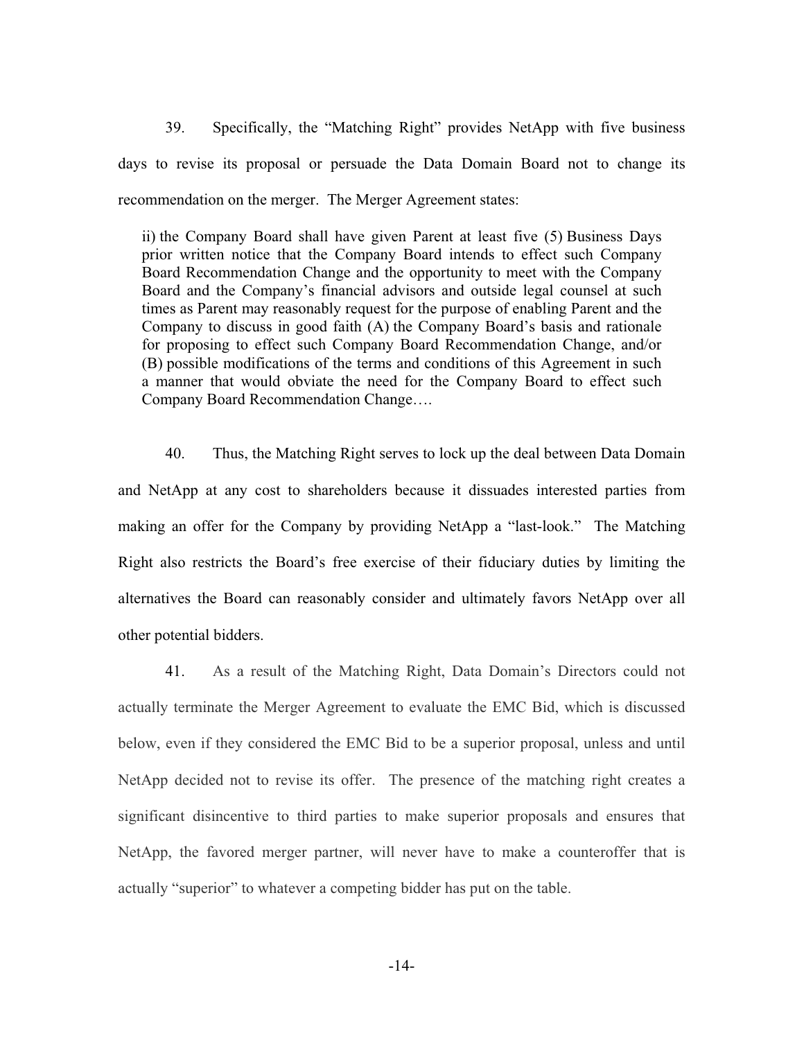39. Specifically, the "Matching Right" provides NetApp with five business days to revise its proposal or persuade the Data Domain Board not to change its recommendation on the merger. The Merger Agreement states:

> ii) the Company Board shall have given Parent at least five (5) Business Days prior written notice that the Company Board intends to effect such Company Board Recommendation Change and the opportunity to meet with the Company Board and the Company's financial advisors and outside legal counsel at such times as Parent may reasonably request for the purpose of enabling Parent and the Company to discuss in good faith (A) the Company Board's basis and rationale for proposing to effect such Company Board Recommendation Change, and/or (B) possible modifications of the terms and conditions of this Agreement in such a manner that would obviate the need for the Company Board to effect such Company Board Recommendation Change….

40. Thus, the Matching Right serves to lock up the deal between Data Domain and NetApp at any cost to shareholders because it dissuades interested parties from making an offer for the Company by providing NetApp a "last-look." The Matching Right also restricts the Board's free exercise of their fiduciary duties by limiting the alternatives the Board can reasonably consider and ultimately favors NetApp over all other potential bidders.

41. As a result of the Matching Right, Data Domain's Directors could not actually terminate the Merger Agreement to evaluate the EMC Bid, which is discussed below, even if they considered the EMC Bid to be a superior proposal, unless and until NetApp decided not to revise its offer. The presence of the matching right creates a significant disincentive to third parties to make superior proposals and ensures that NetApp, the favored merger partner, will never have to make a counteroffer that is actually "superior" to whatever a competing bidder has put on the table.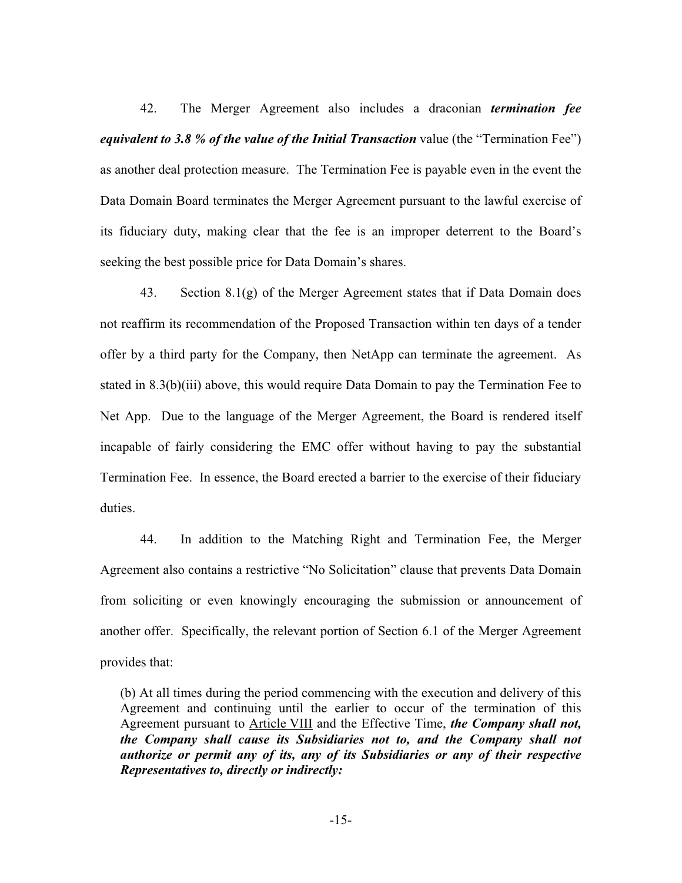42. The Merger Agreement also includes a draconian ***termination fee equivalent to 3.8 % of the value of the Initial Transaction*** value (the "Termination Fee") as another deal protection measure. The Termination Fee is payable even in the event the Data Domain Board terminates the Merger Agreement pursuant to the lawful exercise of its fiduciary duty, making clear that the fee is an improper deterrent to the Board's seeking the best possible price for Data Domain's shares.

43. Section 8.1(g) of the Merger Agreement states that if Data Domain does not reaffirm its recommendation of the Proposed Transaction within ten days of a tender offer by a third party for the Company, then NetApp can terminate the agreement. As stated in 8.3(b)(iii) above, this would require Data Domain to pay the Termination Fee to Net App. Due to the language of the Merger Agreement, the Board is rendered itself incapable of fairly considering the EMC offer without having to pay the substantial Termination Fee. In essence, the Board erected a barrier to the exercise of their fiduciary duties.

44. In addition to the Matching Right and Termination Fee, the Merger Agreement also contains a restrictive "No Solicitation" clause that prevents Data Domain from soliciting or even knowingly encouraging the submission or announcement of another offer. Specifically, the relevant portion of Section 6.1 of the Merger Agreement provides that:

> (b) At all times during the period commencing with the execution and delivery of this Agreement and continuing until the earlier to occur of the termination of this Agreement pursuant to Article VIII and the Effective Time, ***the Company shall not, the Company shall cause its Subsidiaries not to, and the Company shall not authorize or permit any of its, any of its Subsidiaries or any of their respective Representatives to, directly or indirectly:***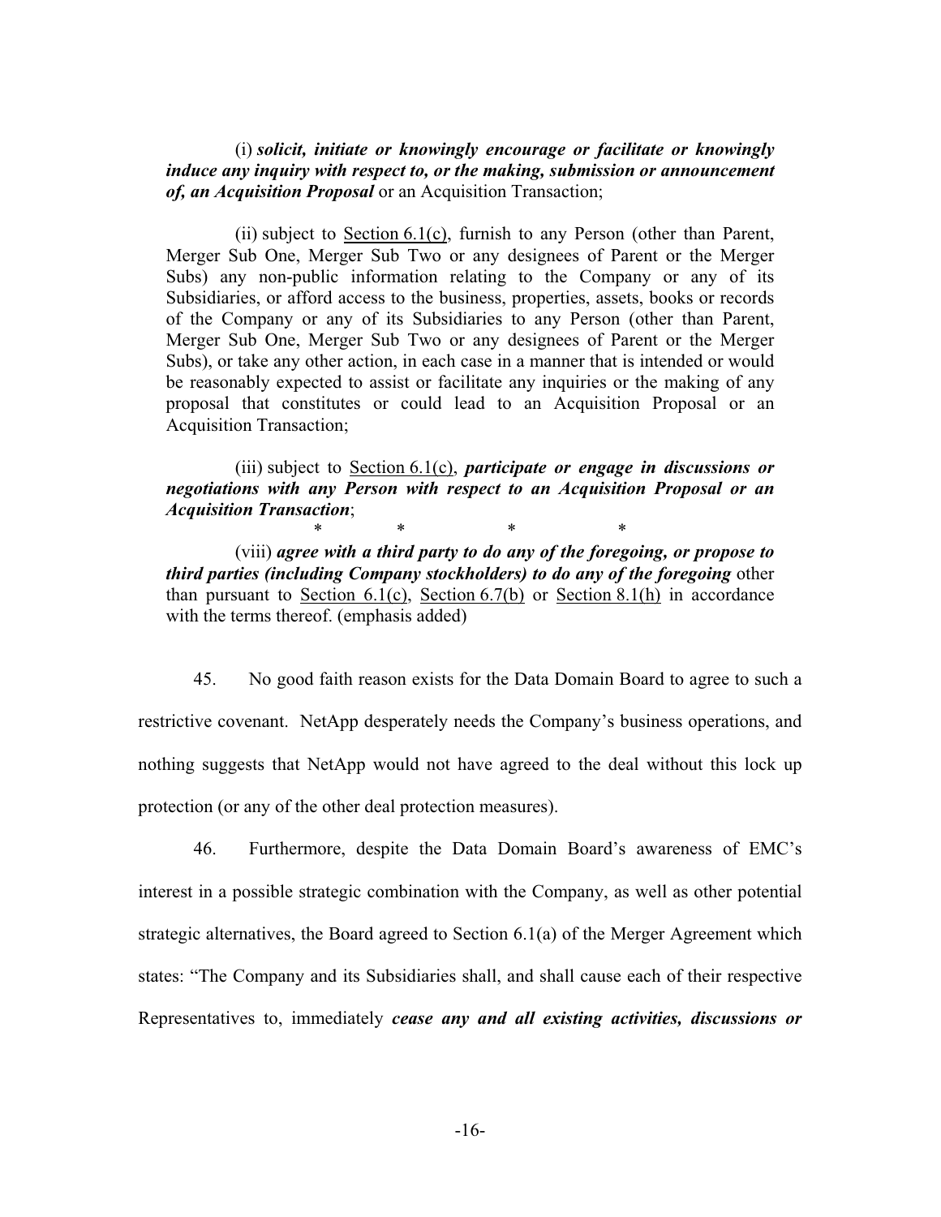> (i) ***solicit, initiate or knowingly encourage or facilitate or knowingly induce any inquiry with respect to, or the making, submission or announcement of, an Acquisition Proposal*** or an Acquisition Transaction;
>
> (ii) subject to Section 6.1(c), furnish to any Person (other than Parent, Merger Sub One, Merger Sub Two or any designees of Parent or the Merger Subs) any non-public information relating to the Company or any of its Subsidiaries, or afford access to the business, properties, assets, books or records of the Company or any of its Subsidiaries to any Person (other than Parent, Merger Sub One, Merger Sub Two or any designees of Parent or the Merger Subs), or take any other action, in each case in a manner that is intended or would be reasonably expected to assist or facilitate any inquiries or the making of any proposal that constitutes or could lead to an Acquisition Proposal or an Acquisition Transaction;
>
> (iii) subject to Section 6.1(c), ***participate or engage in discussions or negotiations with any Person with respect to an Acquisition Proposal or an Acquisition Transaction***;
>
> \* \* \* \*
>
> (viii) ***agree with a third party to do any of the foregoing, or propose to third parties (including Company stockholders) to do any of the foregoing*** other than pursuant to Section 6.1(c), Section 6.7(b) or Section 8.1(h) in accordance with the terms thereof. (emphasis added)

45. No good faith reason exists for the Data Domain Board to agree to such a restrictive covenant. NetApp desperately needs the Company's business operations, and nothing suggests that NetApp would not have agreed to the deal without this lock up protection (or any of the other deal protection measures).

46. Furthermore, despite the Data Domain Board's awareness of EMC's interest in a possible strategic combination with the Company, as well as other potential strategic alternatives, the Board agreed to Section 6.1(a) of the Merger Agreement which states: "The Company and its Subsidiaries shall, and shall cause each of their respective Representatives to, immediately ***cease any and all existing activities, discussions or***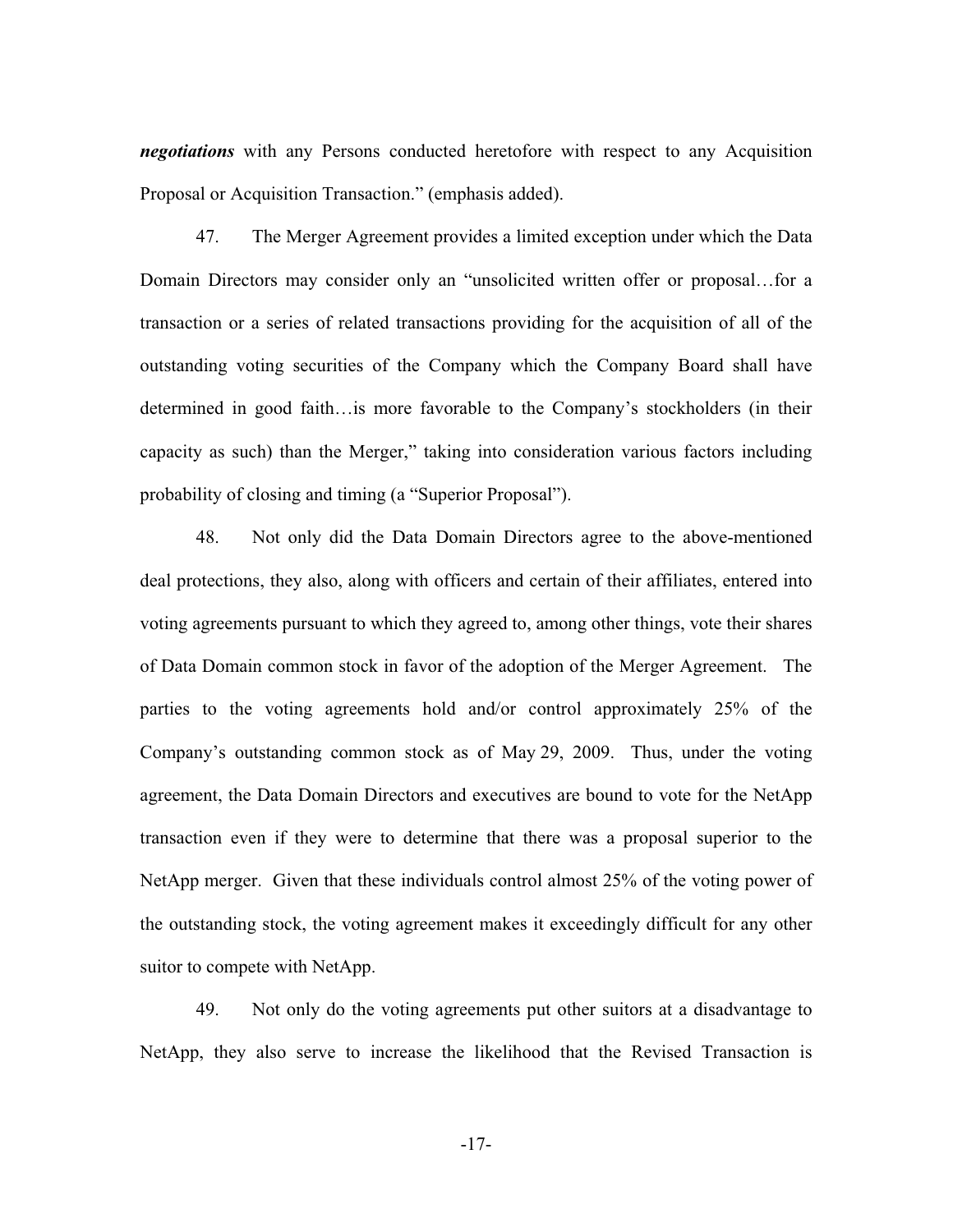***negotiations*** with any Persons conducted heretofore with respect to any Acquisition Proposal or Acquisition Transaction." (emphasis added).

47. The Merger Agreement provides a limited exception under which the Data Domain Directors may consider only an "unsolicited written offer or proposal…for a transaction or a series of related transactions providing for the acquisition of all of the outstanding voting securities of the Company which the Company Board shall have determined in good faith…is more favorable to the Company's stockholders (in their capacity as such) than the Merger," taking into consideration various factors including probability of closing and timing (a "Superior Proposal").

48. Not only did the Data Domain Directors agree to the above-mentioned deal protections, they also, along with officers and certain of their affiliates, entered into voting agreements pursuant to which they agreed to, among other things, vote their shares of Data Domain common stock in favor of the adoption of the Merger Agreement. The parties to the voting agreements hold and/or control approximately 25% of the Company's outstanding common stock as of May 29, 2009. Thus, under the voting agreement, the Data Domain Directors and executives are bound to vote for the NetApp transaction even if they were to determine that there was a proposal superior to the NetApp merger. Given that these individuals control almost 25% of the voting power of the outstanding stock, the voting agreement makes it exceedingly difficult for any other suitor to compete with NetApp.

49. Not only do the voting agreements put other suitors at a disadvantage to NetApp, they also serve to increase the likelihood that the Revised Transaction is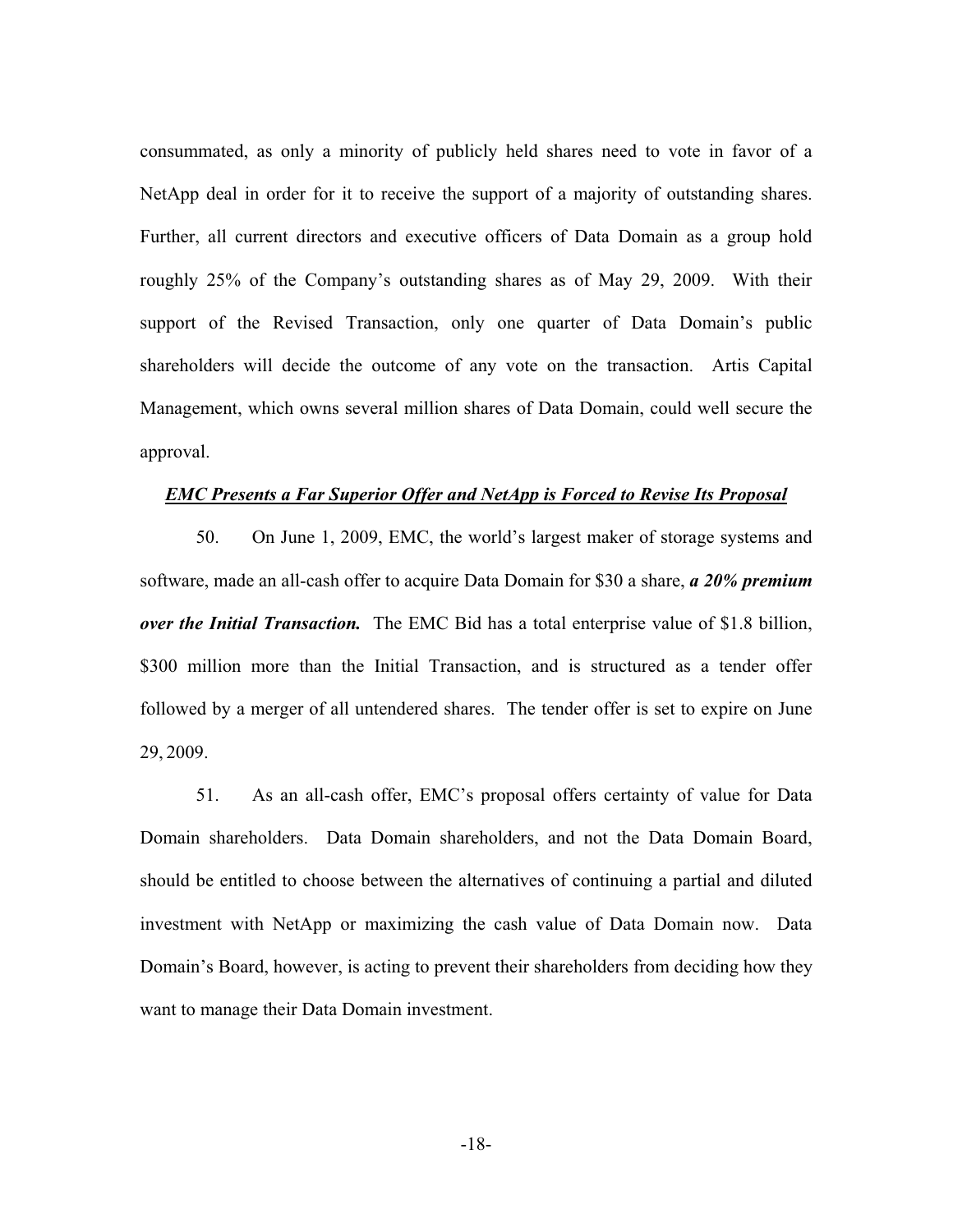consummated, as only a minority of publicly held shares need to vote in favor of a NetApp deal in order for it to receive the support of a majority of outstanding shares. Further, all current directors and executive officers of Data Domain as a group hold roughly 25% of the Company's outstanding shares as of May 29, 2009. With their support of the Revised Transaction, only one quarter of Data Domain's public shareholders will decide the outcome of any vote on the transaction. Artis Capital Management, which owns several million shares of Data Domain, could well secure the approval.

***<u>EMC Presents a Far Superior Offer and NetApp is Forced to Revise Its Proposal</u>***

50. On June 1, 2009, EMC, the world's largest maker of storage systems and software, made an all-cash offer to acquire Data Domain for $30 a share, ***a 20% premium over the Initial Transaction.*** The EMC Bid has a total enterprise value of $1.8 billion, $300 million more than the Initial Transaction, and is structured as a tender offer followed by a merger of all untendered shares. The tender offer is set to expire on June 29, 2009.

51. As an all-cash offer, EMC's proposal offers certainty of value for Data Domain shareholders. Data Domain shareholders, and not the Data Domain Board, should be entitled to choose between the alternatives of continuing a partial and diluted investment with NetApp or maximizing the cash value of Data Domain now. Data Domain's Board, however, is acting to prevent their shareholders from deciding how they want to manage their Data Domain investment.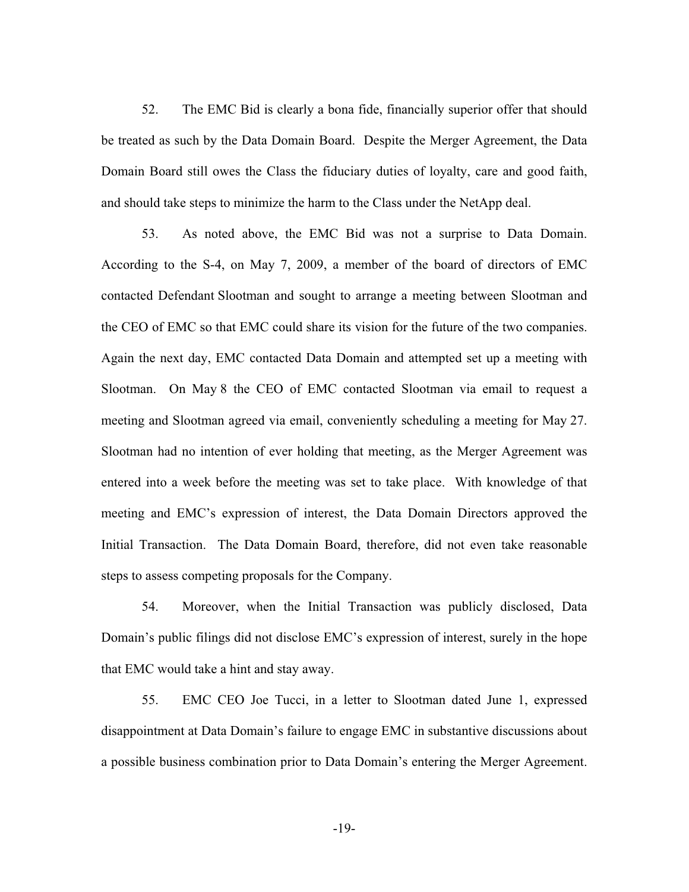52. The EMC Bid is clearly a bona fide, financially superior offer that should be treated as such by the Data Domain Board. Despite the Merger Agreement, the Data Domain Board still owes the Class the fiduciary duties of loyalty, care and good faith, and should take steps to minimize the harm to the Class under the NetApp deal.

53. As noted above, the EMC Bid was not a surprise to Data Domain. According to the S-4, on May 7, 2009, a member of the board of directors of EMC contacted Defendant Slootman and sought to arrange a meeting between Slootman and the CEO of EMC so that EMC could share its vision for the future of the two companies. Again the next day, EMC contacted Data Domain and attempted set up a meeting with Slootman. On May 8 the CEO of EMC contacted Slootman via email to request a meeting and Slootman agreed via email, conveniently scheduling a meeting for May 27. Slootman had no intention of ever holding that meeting, as the Merger Agreement was entered into a week before the meeting was set to take place. With knowledge of that meeting and EMC's expression of interest, the Data Domain Directors approved the Initial Transaction. The Data Domain Board, therefore, did not even take reasonable steps to assess competing proposals for the Company.

54. Moreover, when the Initial Transaction was publicly disclosed, Data Domain's public filings did not disclose EMC's expression of interest, surely in the hope that EMC would take a hint and stay away.

55. EMC CEO Joe Tucci, in a letter to Slootman dated June 1, expressed disappointment at Data Domain's failure to engage EMC in substantive discussions about a possible business combination prior to Data Domain's entering the Merger Agreement.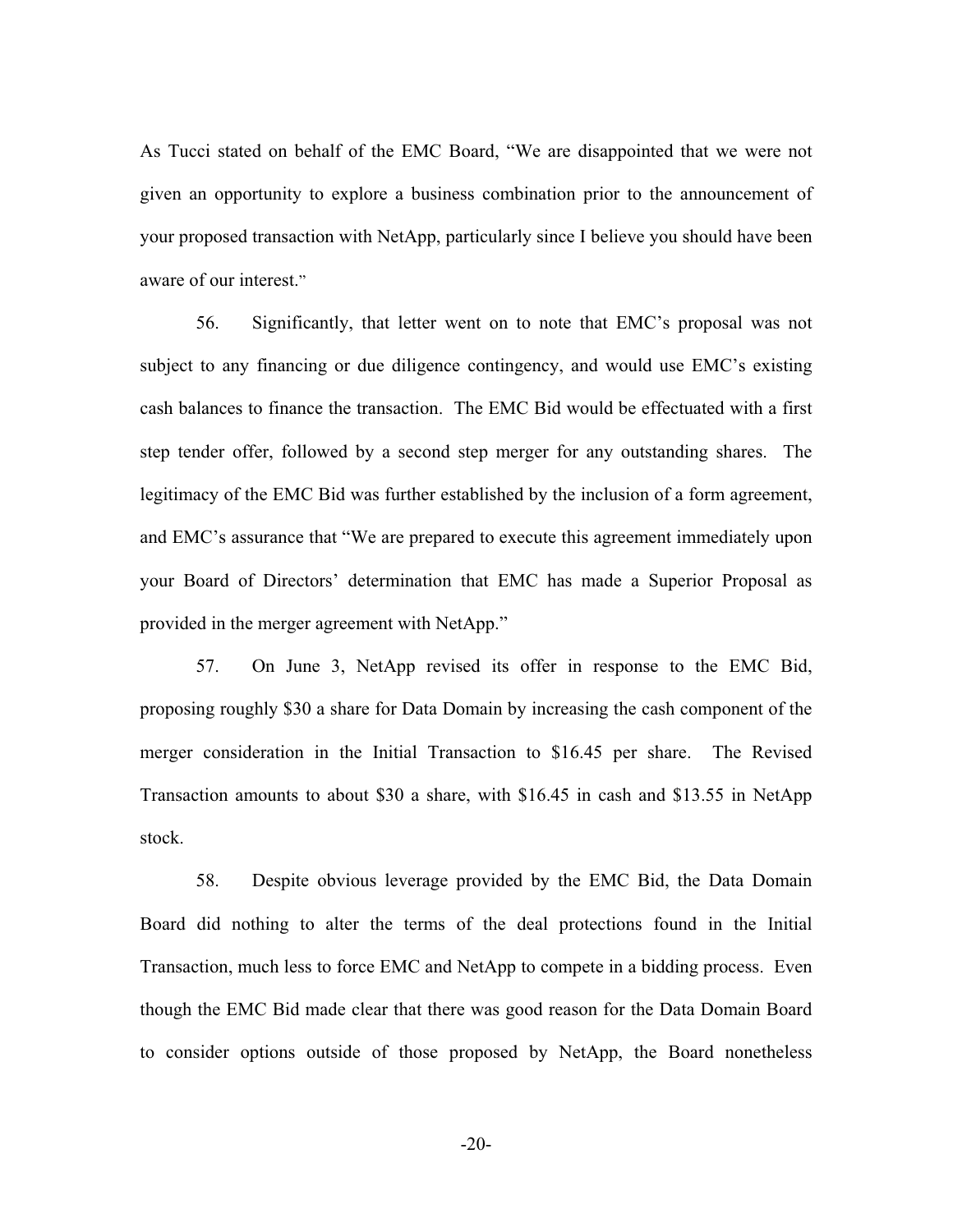As Tucci stated on behalf of the EMC Board, "We are disappointed that we were not given an opportunity to explore a business combination prior to the announcement of your proposed transaction with NetApp, particularly since I believe you should have been aware of our interest."

56. Significantly, that letter went on to note that EMC's proposal was not subject to any financing or due diligence contingency, and would use EMC's existing cash balances to finance the transaction. The EMC Bid would be effectuated with a first step tender offer, followed by a second step merger for any outstanding shares. The legitimacy of the EMC Bid was further established by the inclusion of a form agreement, and EMC's assurance that "We are prepared to execute this agreement immediately upon your Board of Directors' determination that EMC has made a Superior Proposal as provided in the merger agreement with NetApp."

57. On June 3, NetApp revised its offer in response to the EMC Bid, proposing roughly $30 a share for Data Domain by increasing the cash component of the merger consideration in the Initial Transaction to $16.45 per share. The Revised Transaction amounts to about $30 a share, with $16.45 in cash and $13.55 in NetApp stock.

58. Despite obvious leverage provided by the EMC Bid, the Data Domain Board did nothing to alter the terms of the deal protections found in the Initial Transaction, much less to force EMC and NetApp to compete in a bidding process. Even though the EMC Bid made clear that there was good reason for the Data Domain Board to consider options outside of those proposed by NetApp, the Board nonetheless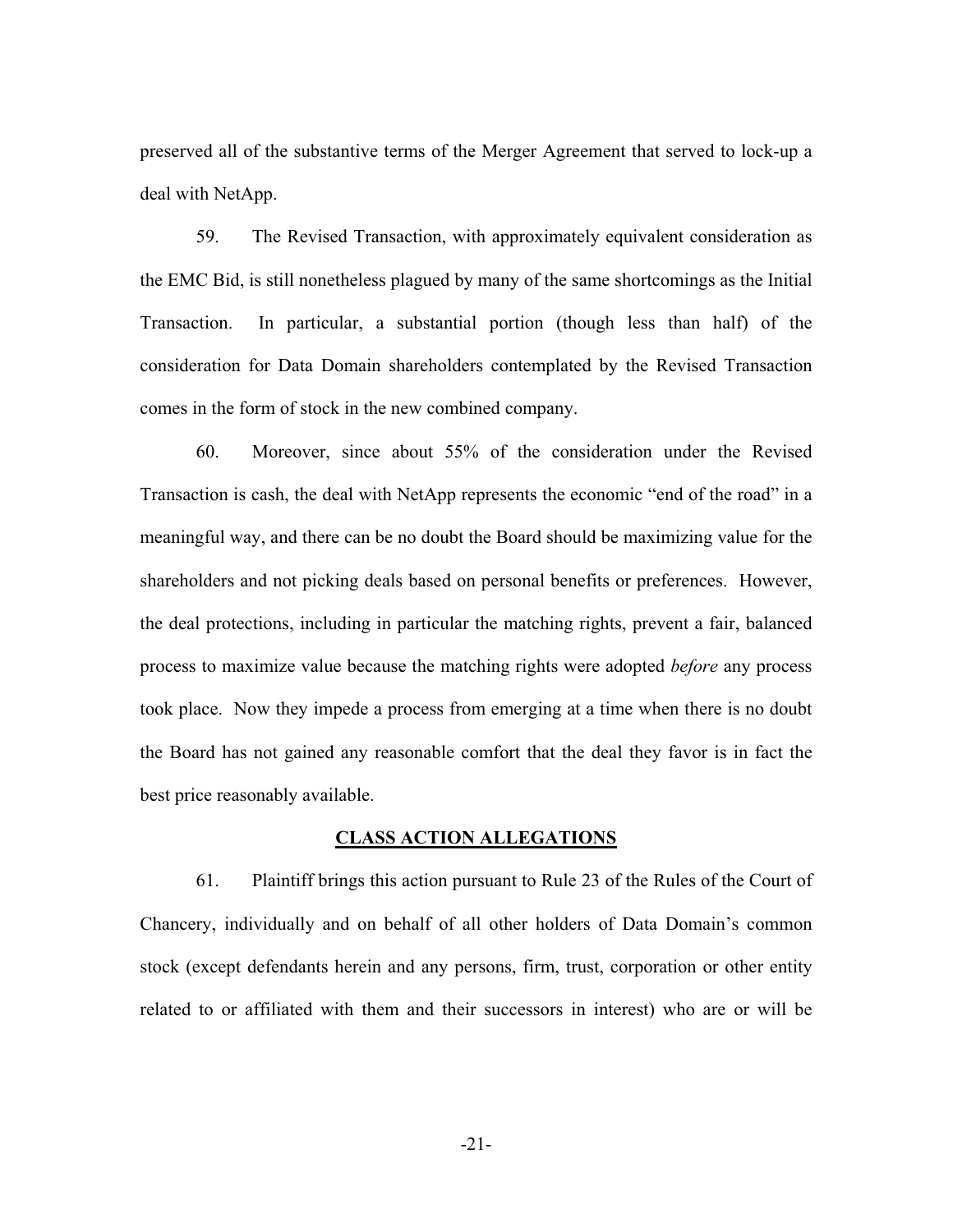preserved all of the substantive terms of the Merger Agreement that served to lock-up a deal with NetApp.

59. The Revised Transaction, with approximately equivalent consideration as the EMC Bid, is still nonetheless plagued by many of the same shortcomings as the Initial Transaction. In particular, a substantial portion (though less than half) of the consideration for Data Domain shareholders contemplated by the Revised Transaction comes in the form of stock in the new combined company.

60. Moreover, since about 55% of the consideration under the Revised Transaction is cash, the deal with NetApp represents the economic "end of the road" in a meaningful way, and there can be no doubt the Board should be maximizing value for the shareholders and not picking deals based on personal benefits or preferences. However, the deal protections, including in particular the matching rights, prevent a fair, balanced process to maximize value because the matching rights were adopted *before* any process took place. Now they impede a process from emerging at a time when there is no doubt the Board has not gained any reasonable comfort that the deal they favor is in fact the best price reasonably available.

## **CLASS ACTION ALLEGATIONS**

61. Plaintiff brings this action pursuant to Rule 23 of the Rules of the Court of Chancery, individually and on behalf of all other holders of Data Domain's common stock (except defendants herein and any persons, firm, trust, corporation or other entity related to or affiliated with them and their successors in interest) who are or will be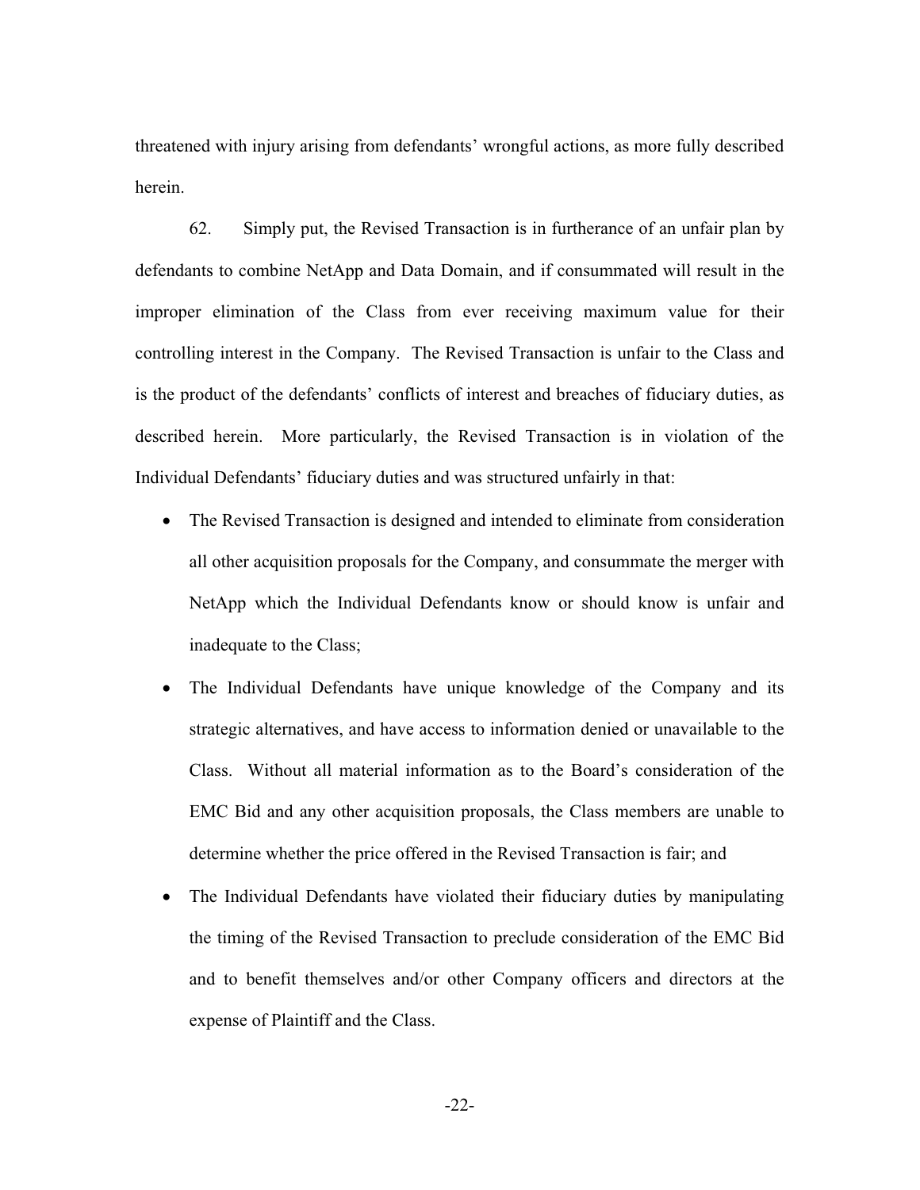threatened with injury arising from defendants' wrongful actions, as more fully described herein.

62. Simply put, the Revised Transaction is in furtherance of an unfair plan by defendants to combine NetApp and Data Domain, and if consummated will result in the improper elimination of the Class from ever receiving maximum value for their controlling interest in the Company. The Revised Transaction is unfair to the Class and is the product of the defendants' conflicts of interest and breaches of fiduciary duties, as described herein. More particularly, the Revised Transaction is in violation of the Individual Defendants' fiduciary duties and was structured unfairly in that:

- The Revised Transaction is designed and intended to eliminate from consideration all other acquisition proposals for the Company, and consummate the merger with NetApp which the Individual Defendants know or should know is unfair and inadequate to the Class;
- The Individual Defendants have unique knowledge of the Company and its strategic alternatives, and have access to information denied or unavailable to the Class. Without all material information as to the Board's consideration of the EMC Bid and any other acquisition proposals, the Class members are unable to determine whether the price offered in the Revised Transaction is fair; and
- The Individual Defendants have violated their fiduciary duties by manipulating the timing of the Revised Transaction to preclude consideration of the EMC Bid and to benefit themselves and/or other Company officers and directors at the expense of Plaintiff and the Class.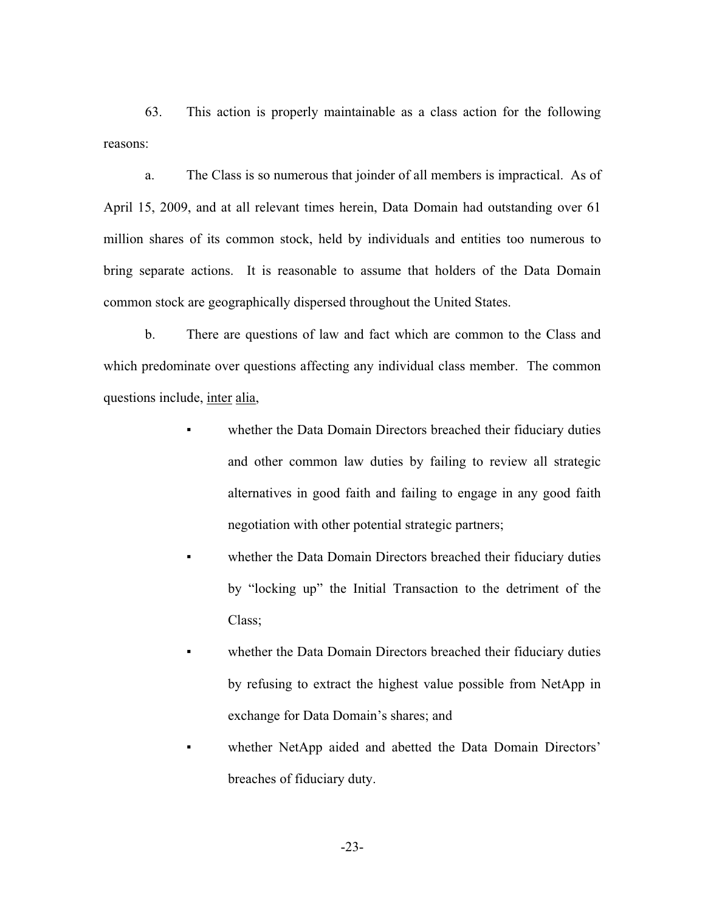63. This action is properly maintainable as a class action for the following reasons:

a. The Class is so numerous that joinder of all members is impractical. As of April 15, 2009, and at all relevant times herein, Data Domain had outstanding over 61 million shares of its common stock, held by individuals and entities too numerous to bring separate actions. It is reasonable to assume that holders of the Data Domain common stock are geographically dispersed throughout the United States.

b. There are questions of law and fact which are common to the Class and which predominate over questions affecting any individual class member. The common questions include, inter alia,

- whether the Data Domain Directors breached their fiduciary duties and other common law duties by failing to review all strategic alternatives in good faith and failing to engage in any good faith negotiation with other potential strategic partners;
- whether the Data Domain Directors breached their fiduciary duties by "locking up" the Initial Transaction to the detriment of the Class;
- whether the Data Domain Directors breached their fiduciary duties by refusing to extract the highest value possible from NetApp in exchange for Data Domain's shares; and
- whether NetApp aided and abetted the Data Domain Directors' breaches of fiduciary duty.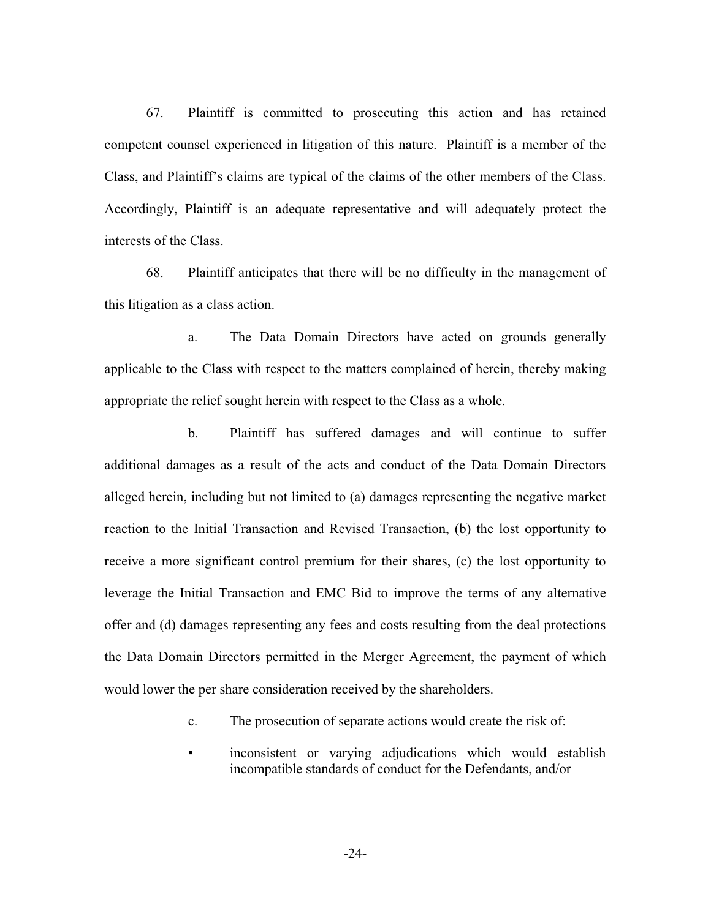67. Plaintiff is committed to prosecuting this action and has retained competent counsel experienced in litigation of this nature. Plaintiff is a member of the Class, and Plaintiff's claims are typical of the claims of the other members of the Class. Accordingly, Plaintiff is an adequate representative and will adequately protect the interests of the Class.

68. Plaintiff anticipates that there will be no difficulty in the management of this litigation as a class action.

a. The Data Domain Directors have acted on grounds generally applicable to the Class with respect to the matters complained of herein, thereby making appropriate the relief sought herein with respect to the Class as a whole.

b. Plaintiff has suffered damages and will continue to suffer additional damages as a result of the acts and conduct of the Data Domain Directors alleged herein, including but not limited to (a) damages representing the negative market reaction to the Initial Transaction and Revised Transaction, (b) the lost opportunity to receive a more significant control premium for their shares, (c) the lost opportunity to leverage the Initial Transaction and EMC Bid to improve the terms of any alternative offer and (d) damages representing any fees and costs resulting from the deal protections the Data Domain Directors permitted in the Merger Agreement, the payment of which would lower the per share consideration received by the shareholders.

c. The prosecution of separate actions would create the risk of:

- inconsistent or varying adjudications which would establish incompatible standards of conduct for the Defendants, and/or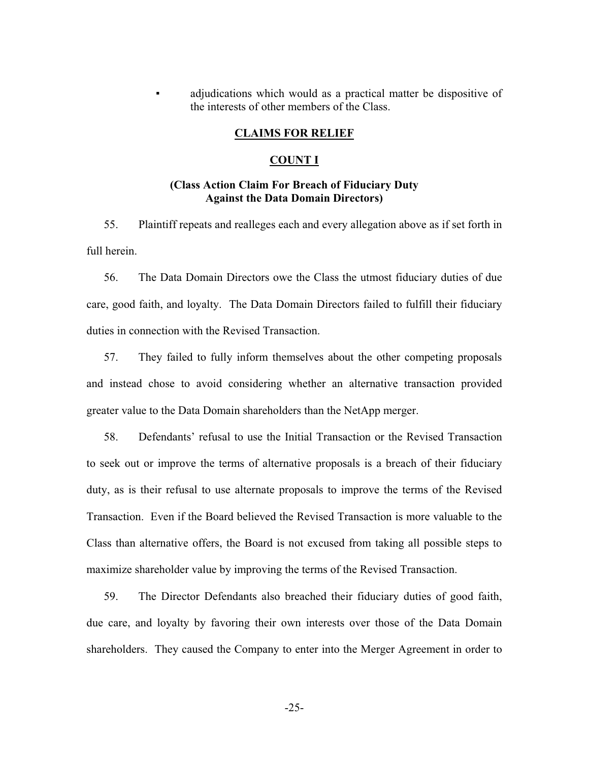- adjudications which would as a practical matter be dispositive of the interests of other members of the Class.

## CLAIMS FOR RELIEF

### COUNT I

### (Class Action Claim For Breach of Fiduciary Duty Against the Data Domain Directors)

55. Plaintiff repeats and realleges each and every allegation above as if set forth in full herein.

56. The Data Domain Directors owe the Class the utmost fiduciary duties of due care, good faith, and loyalty. The Data Domain Directors failed to fulfill their fiduciary duties in connection with the Revised Transaction.

57. They failed to fully inform themselves about the other competing proposals and instead chose to avoid considering whether an alternative transaction provided greater value to the Data Domain shareholders than the NetApp merger.

58. Defendants' refusal to use the Initial Transaction or the Revised Transaction to seek out or improve the terms of alternative proposals is a breach of their fiduciary duty, as is their refusal to use alternate proposals to improve the terms of the Revised Transaction. Even if the Board believed the Revised Transaction is more valuable to the Class than alternative offers, the Board is not excused from taking all possible steps to maximize shareholder value by improving the terms of the Revised Transaction.

59. The Director Defendants also breached their fiduciary duties of good faith, due care, and loyalty by favoring their own interests over those of the Data Domain shareholders. They caused the Company to enter into the Merger Agreement in order to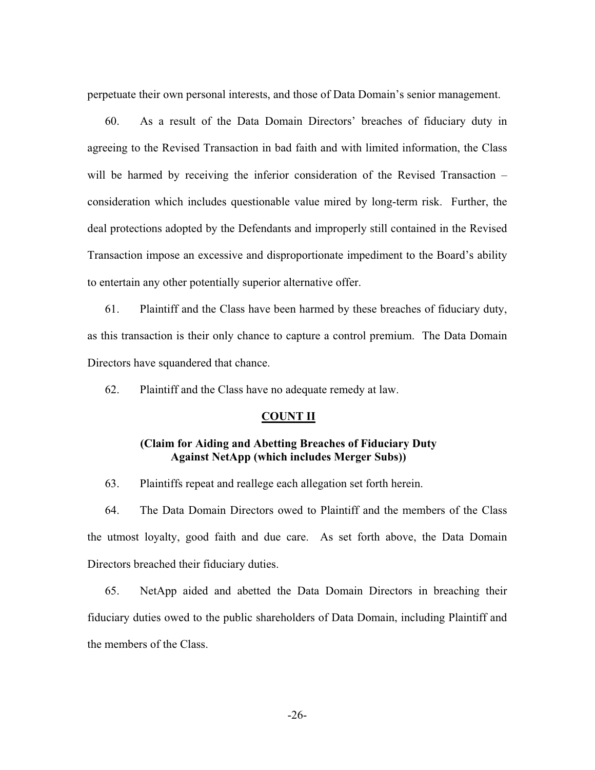perpetuate their own personal interests, and those of Data Domain's senior management.

60. As a result of the Data Domain Directors' breaches of fiduciary duty in agreeing to the Revised Transaction in bad faith and with limited information, the Class will be harmed by receiving the inferior consideration of the Revised Transaction – consideration which includes questionable value mired by long-term risk. Further, the deal protections adopted by the Defendants and improperly still contained in the Revised Transaction impose an excessive and disproportionate impediment to the Board's ability to entertain any other potentially superior alternative offer.

61. Plaintiff and the Class have been harmed by these breaches of fiduciary duty, as this transaction is their only chance to capture a control premium. The Data Domain Directors have squandered that chance.

62. Plaintiff and the Class have no adequate remedy at law.

## COUNT II

### (Claim for Aiding and Abetting Breaches of Fiduciary Duty Against NetApp (which includes Merger Subs))

63. Plaintiffs repeat and reallege each allegation set forth herein.

64. The Data Domain Directors owed to Plaintiff and the members of the Class the utmost loyalty, good faith and due care. As set forth above, the Data Domain Directors breached their fiduciary duties.

65. NetApp aided and abetted the Data Domain Directors in breaching their fiduciary duties owed to the public shareholders of Data Domain, including Plaintiff and the members of the Class.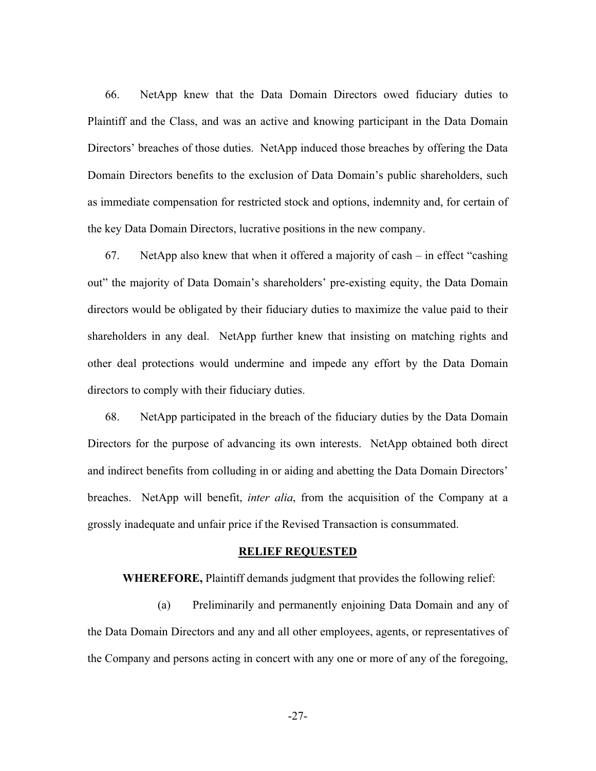66. NetApp knew that the Data Domain Directors owed fiduciary duties to Plaintiff and the Class, and was an active and knowing participant in the Data Domain Directors' breaches of those duties. NetApp induced those breaches by offering the Data Domain Directors benefits to the exclusion of Data Domain's public shareholders, such as immediate compensation for restricted stock and options, indemnity and, for certain of the key Data Domain Directors, lucrative positions in the new company.

67. NetApp also knew that when it offered a majority of cash – in effect "cashing out" the majority of Data Domain's shareholders' pre-existing equity, the Data Domain directors would be obligated by their fiduciary duties to maximize the value paid to their shareholders in any deal. NetApp further knew that insisting on matching rights and other deal protections would undermine and impede any effort by the Data Domain directors to comply with their fiduciary duties.

68. NetApp participated in the breach of the fiduciary duties by the Data Domain Directors for the purpose of advancing its own interests. NetApp obtained both direct and indirect benefits from colluding in or aiding and abetting the Data Domain Directors' breaches. NetApp will benefit, *inter alia*, from the acquisition of the Company at a grossly inadequate and unfair price if the Revised Transaction is consummated.

## RELIEF REQUESTED

**WHEREFORE,** Plaintiff demands judgment that provides the following relief:

(a) Preliminarily and permanently enjoining Data Domain and any of the Data Domain Directors and any and all other employees, agents, or representatives of the Company and persons acting in concert with any one or more of any of the foregoing,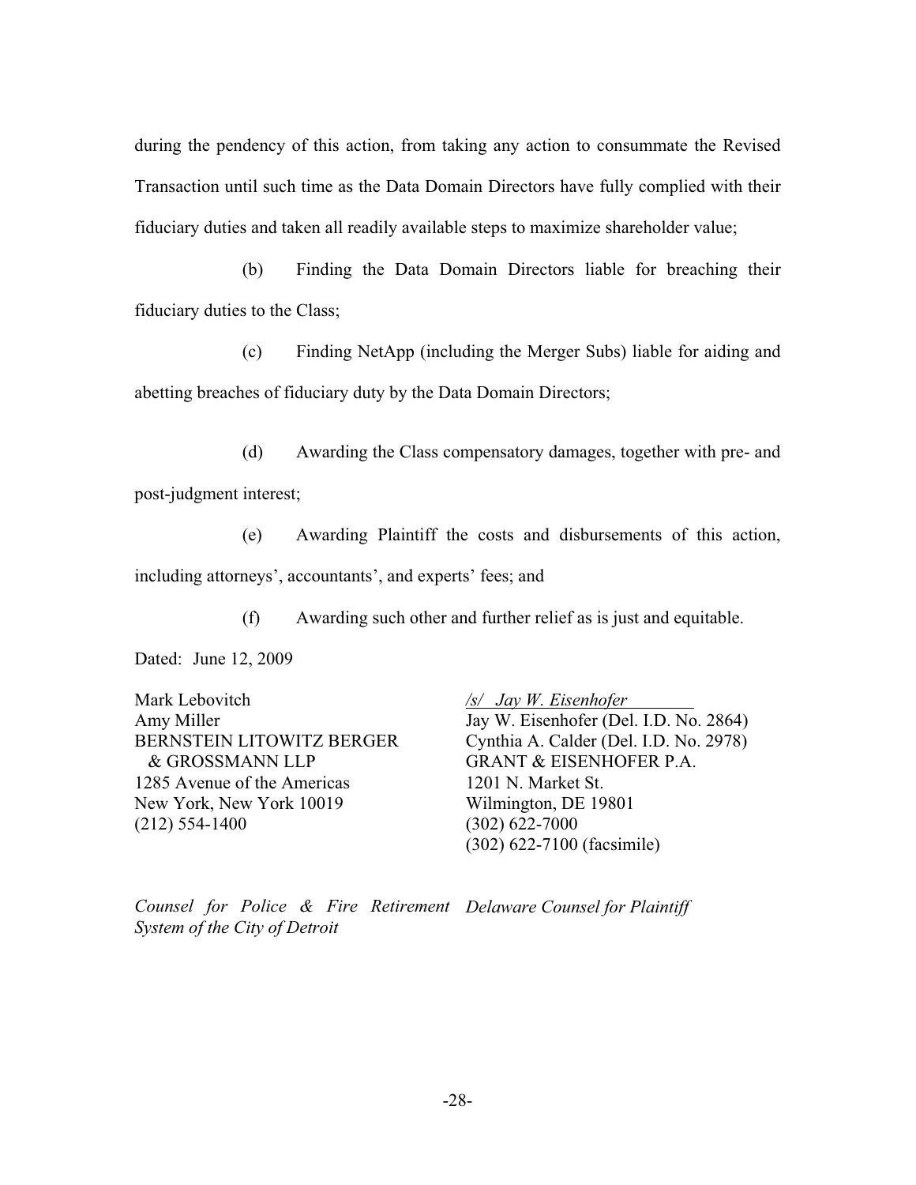during the pendency of this action, from taking any action to consummate the Revised Transaction until such time as the Data Domain Directors have fully complied with their fiduciary duties and taken all readily available steps to maximize shareholder value;

(b) Finding the Data Domain Directors liable for breaching their fiduciary duties to the Class;

(c) Finding NetApp (including the Merger Subs) liable for aiding and abetting breaches of fiduciary duty by the Data Domain Directors;

(d) Awarding the Class compensatory damages, together with pre- and post-judgment interest;

(e) Awarding Plaintiff the costs and disbursements of this action, including attorneys', accountants', and experts' fees; and

(f) Awarding such other and further relief as is just and equitable.

Dated: June 12, 2009

Mark Lebovitch
Amy Miller
BERNSTEIN LITOWITZ BERGER & GROSSMANN LLP
1285 Avenue of the Americas
New York, New York 10019
(212) 554-1400

*Counsel for Police & Fire Retirement System of the City of Detroit*

*/s/ Jay W. Eisenhofer*
Jay W. Eisenhofer (Del. I.D. No. 2864)
Cynthia A. Calder (Del. I.D. No. 2978)
GRANT & EISENHOFER P.A.
1201 N. Market St.
Wilmington, DE 19801
(302) 622-7000
(302) 622-7100 (facsimile)

*Delaware Counsel for Plaintiff*